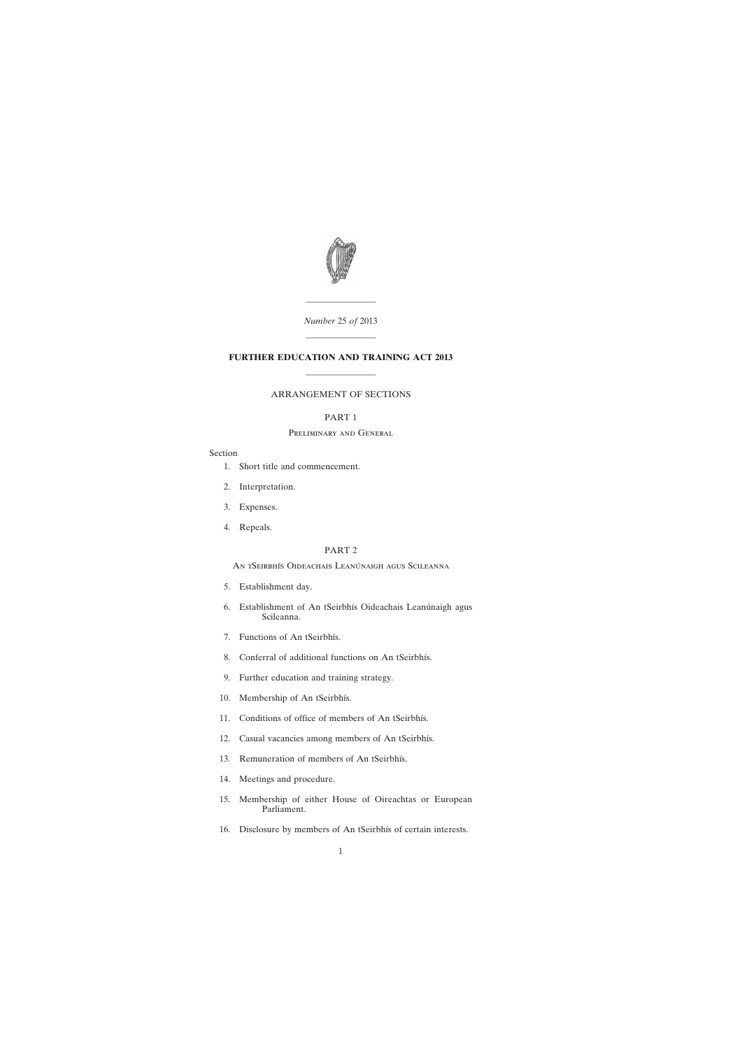*Number* 25 *of* 2013

# FURTHER EDUCATION AND TRAINING ACT 2013

## ARRANGEMENT OF SECTIONS

### PART 1

Preliminary and General

Section

1. Short title and commencement.
2. Interpretation.
3. Expenses.
4. Repeals.

### PART 2

An tSeirbhís Oideachais Leanúnaigh agus Scileanna

5. Establishment day.
6. Establishment of An tSeirbhís Oideachais Leanúnaigh agus Scileanna.
7. Functions of An tSeirbhís.
8. Conferral of additional functions on An tSeirbhís.
9. Further education and training strategy.
10. Membership of An tSeirbhís.
11. Conditions of office of members of An tSeirbhís.
12. Casual vacancies among members of An tSeirbhís.
13. Remuneration of members of An tSeirbhís.
14. Meetings and procedure.
15. Membership of either House of Oireachtas or European Parliament.
16. Disclosure by members of An tSeirbhís of certain interests.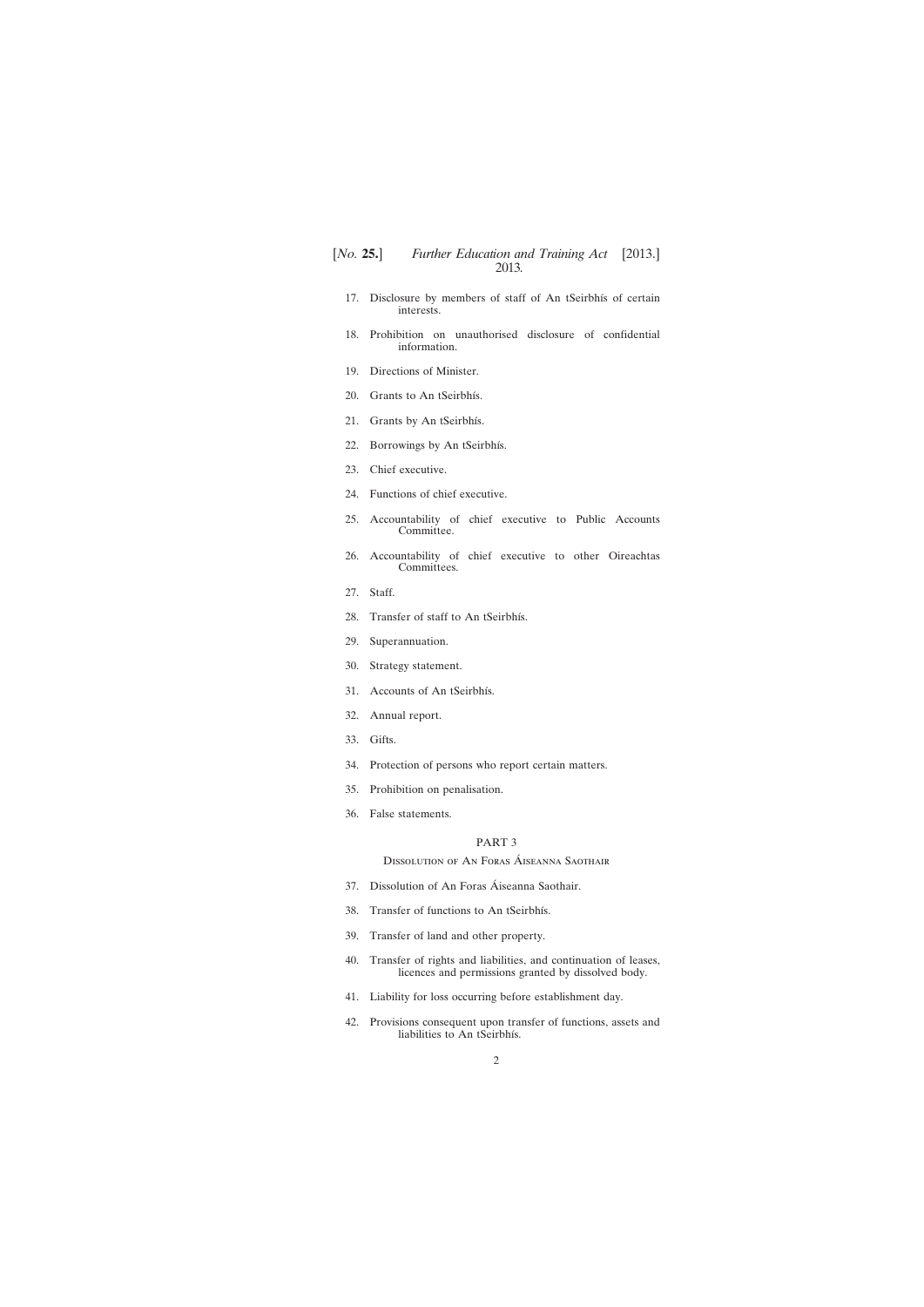17. Disclosure by members of staff of An tSeirbhís of certain interests.

18. Prohibition on unauthorised disclosure of confidential information.

19. Directions of Minister.

20. Grants to An tSeirbhís.

21. Grants by An tSeirbhís.

22. Borrowings by An tSeirbhís.

23. Chief executive.

24. Functions of chief executive.

25. Accountability of chief executive to Public Accounts Committee.

26. Accountability of chief executive to other Oireachtas Committees.

27. Staff.

28. Transfer of staff to An tSeirbhís.

29. Superannuation.

30. Strategy statement.

31. Accounts of An tSeirbhís.

32. Annual report.

33. Gifts.

34. Protection of persons who report certain matters.

35. Prohibition on penalisation.

36. False statements.

## PART 3

### Dissolution of An Foras Áiseanna Saothair

37. Dissolution of An Foras Áiseanna Saothair.

38. Transfer of functions to An tSeirbhís.

39. Transfer of land and other property.

40. Transfer of rights and liabilities, and continuation of leases, licences and permissions granted by dissolved body.

41. Liability for loss occurring before establishment day.

42. Provisions consequent upon transfer of functions, assets and liabilities to An tSeirbhís.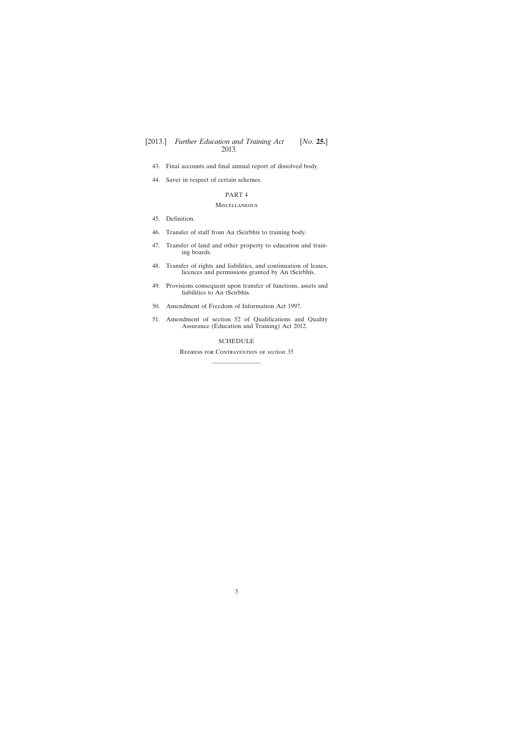43. Final accounts and final annual report of dissolved body.

44. Saver in respect of certain schemes.

## PART 4

### Miscellaneous

45. Definition.

46. Transfer of staff from An tSeirbhís to training body.

47. Transfer of land and other property to education and training boards.

48. Transfer of rights and liabilities, and continuation of leases, licences and permissions granted by An tSeirbhís.

49. Provisions consequent upon transfer of functions, assets and liabilities to An tSeirbhís.

50. Amendment of Freedom of Information Act 1997.

51. Amendment of section 52 of Qualifications and Quality Assurance (Education and Training) Act 2012.

## SCHEDULE

### Redress for Contravention of *section 35*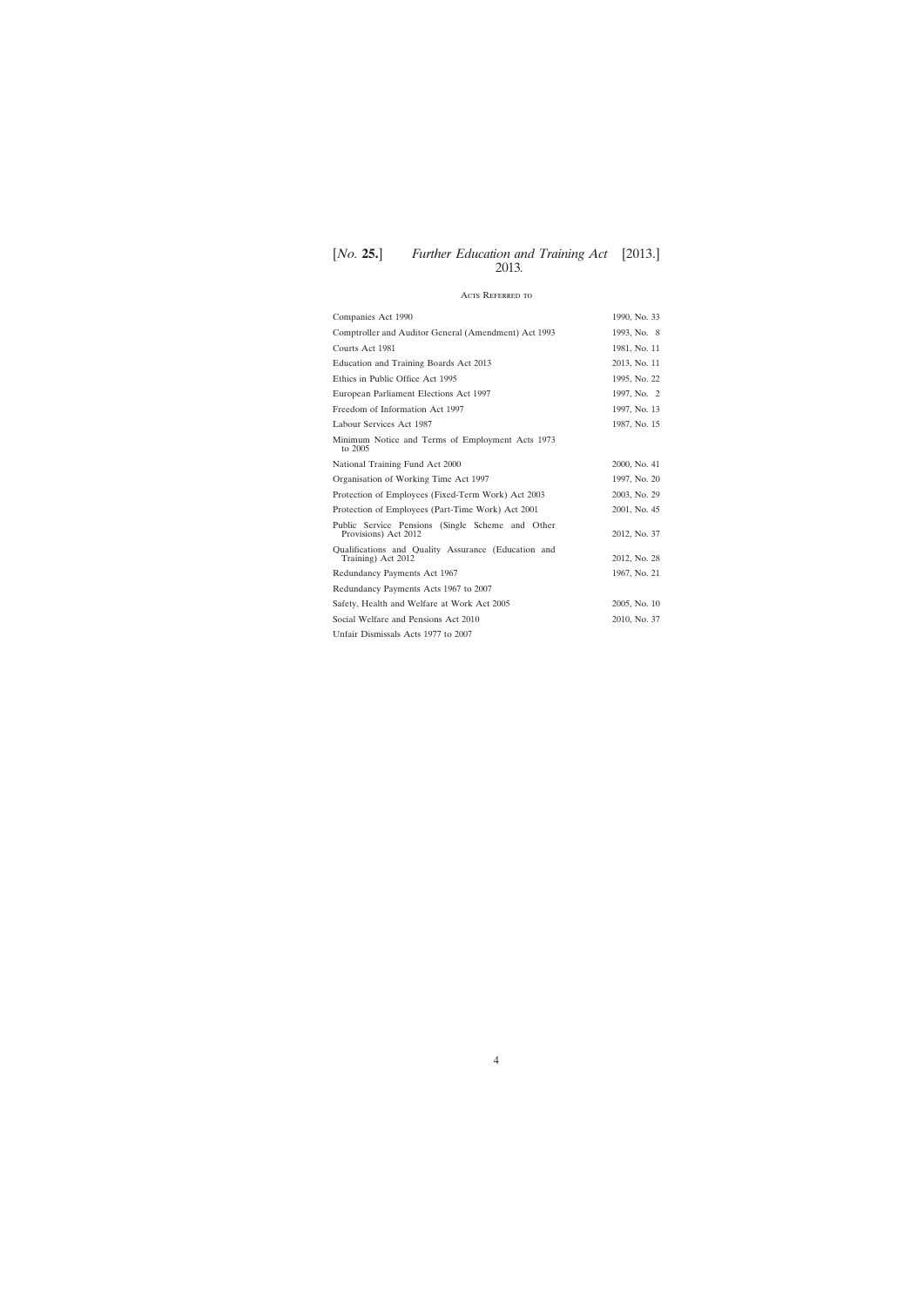## Acts Referred to

| | |
|---|---|
| Companies Act 1990 | 1990, No. 33 |
| Comptroller and Auditor General (Amendment) Act 1993 | 1993, No. 8 |
| Courts Act 1981 | 1981, No. 11 |
| Education and Training Boards Act 2013 | 2013, No. 11 |
| Ethics in Public Office Act 1995 | 1995, No. 22 |
| European Parliament Elections Act 1997 | 1997, No. 2 |
| Freedom of Information Act 1997 | 1997, No. 13 |
| Labour Services Act 1987 | 1987, No. 15 |
| Minimum Notice and Terms of Employment Acts 1973 to 2005 | |
| National Training Fund Act 2000 | 2000, No. 41 |
| Organisation of Working Time Act 1997 | 1997, No. 20 |
| Protection of Employees (Fixed-Term Work) Act 2003 | 2003, No. 29 |
| Protection of Employees (Part-Time Work) Act 2001 | 2001, No. 45 |
| Public Service Pensions (Single Scheme and Other Provisions) Act 2012 | 2012, No. 37 |
| Qualifications and Quality Assurance (Education and Training) Act 2012 | 2012, No. 28 |
| Redundancy Payments Act 1967 | 1967, No. 21 |
| Redundancy Payments Acts 1967 to 2007 | |
| Safety, Health and Welfare at Work Act 2005 | 2005, No. 10 |
| Social Welfare and Pensions Act 2010 | 2010, No. 37 |
| Unfair Dismissals Acts 1977 to 2007 | |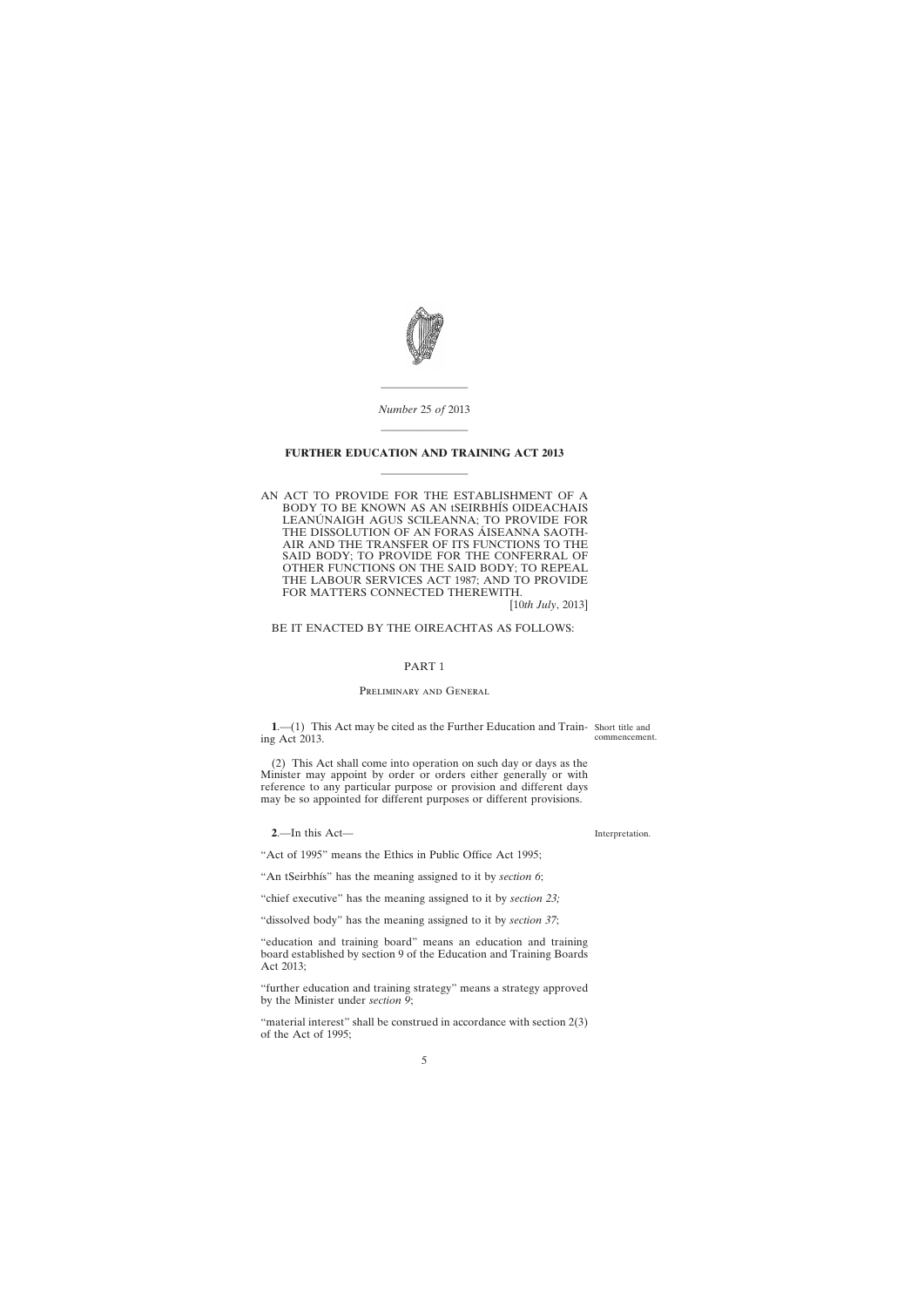*Number* 25 *of* 2013

# FURTHER EDUCATION AND TRAINING ACT 2013

AN ACT TO PROVIDE FOR THE ESTABLISHMENT OF A BODY TO BE KNOWN AS AN tSEIRBHÍS OIDEACHAIS LEANÚNAIGH AGUS SCILEANNA; TO PROVIDE FOR THE DISSOLUTION OF AN FORAS ÁISEANNA SAOTHAIR AND THE TRANSFER OF ITS FUNCTIONS TO THE SAID BODY; TO PROVIDE FOR THE CONFERRAL OF OTHER FUNCTIONS ON THE SAID BODY; TO REPEAL THE LABOUR SERVICES ACT 1987; AND TO PROVIDE FOR MATTERS CONNECTED THEREWITH.

[10*th July*, 2013]

BE IT ENACTED BY THE OIREACHTAS AS FOLLOWS:

## PART 1

### Preliminary and General

Short title and commencement.

**1**.—(1) This Act may be cited as the Further Education and Training Act 2013.

(2) This Act shall come into operation on such day or days as the Minister may appoint by order or orders either generally or with reference to any particular purpose or provision and different days may be so appointed for different purposes or different provisions.

Interpretation.

**2**.—In this Act—

"Act of 1995" means the Ethics in Public Office Act 1995;

"An tSeirbhís" has the meaning assigned to it by *section 6*;

"chief executive" has the meaning assigned to it by *section 23;*

"dissolved body" has the meaning assigned to it by *section 37*;

"education and training board" means an education and training board established by section 9 of the Education and Training Boards Act 2013;

"further education and training strategy" means a strategy approved by the Minister under *section 9*;

"material interest" shall be construed in accordance with section 2(3) of the Act of 1995;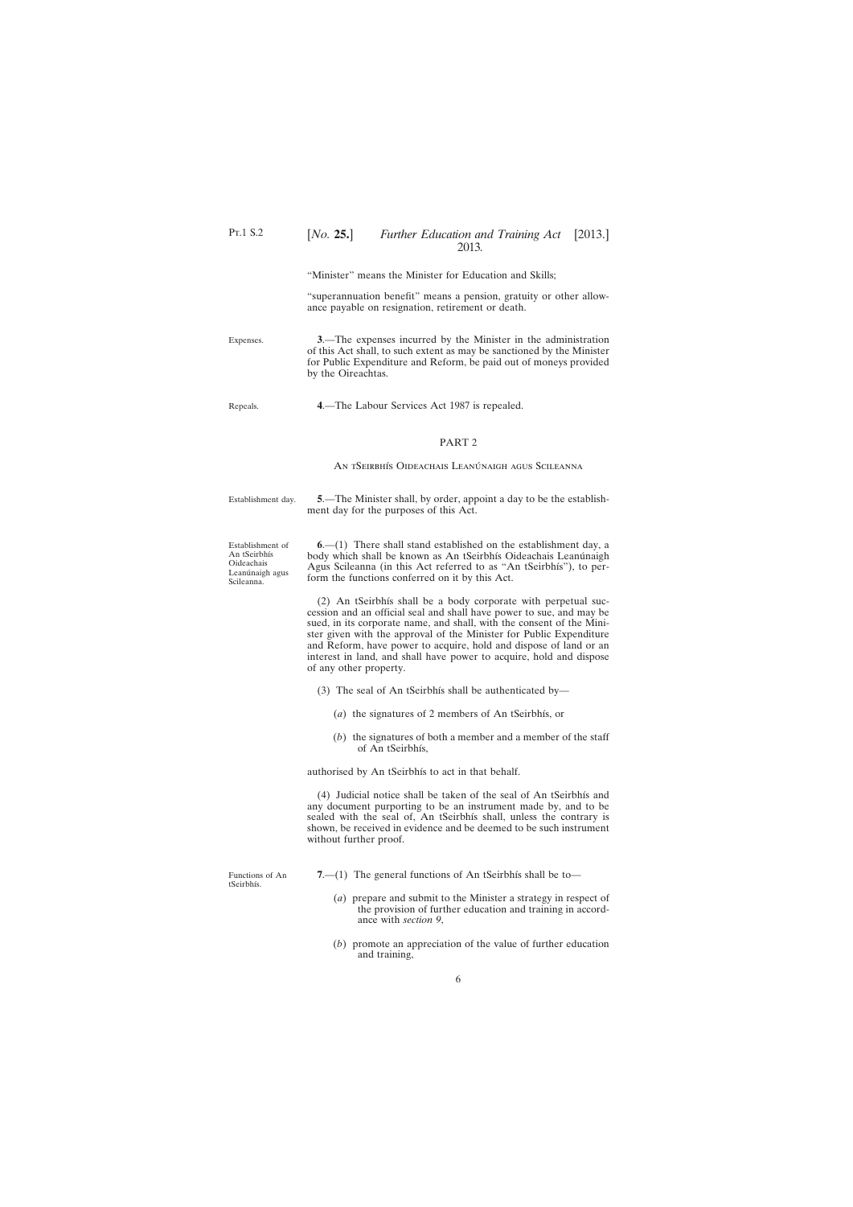"Minister" means the Minister for Education and Skills;

"superannuation benefit" means a pension, gratuity or other allowance payable on resignation, retirement or death.

Expenses.

**3**.—The expenses incurred by the Minister in the administration of this Act shall, to such extent as may be sanctioned by the Minister for Public Expenditure and Reform, be paid out of moneys provided by the Oireachtas.

Repeals.

**4**.—The Labour Services Act 1987 is repealed.

## PART 2

### An tSeirbhís Oideachais Leanúnaigh agus Scileanna

Establishment day.

**5**.—The Minister shall, by order, appoint a day to be the establishment day for the purposes of this Act.

Establishment of An tSeirbhís Oideachais Leanúnaigh agus Scileanna.

**6**.—(1) There shall stand established on the establishment day, a body which shall be known as An tSeirbhís Oideachais Leanúnaigh Agus Scileanna (in this Act referred to as "An tSeirbhís"), to perform the functions conferred on it by this Act.

(2) An tSeirbhís shall be a body corporate with perpetual succession and an official seal and shall have power to sue, and may be sued, in its corporate name, and shall, with the consent of the Minister given with the approval of the Minister for Public Expenditure and Reform, have power to acquire, hold and dispose of land or an interest in land, and shall have power to acquire, hold and dispose of any other property.

(3) The seal of An tSeirbhís shall be authenticated by—

(*a*) the signatures of 2 members of An tSeirbhís, or

(*b*) the signatures of both a member and a member of the staff of An tSeirbhís,

authorised by An tSeirbhís to act in that behalf.

(4) Judicial notice shall be taken of the seal of An tSeirbhís and any document purporting to be an instrument made by, and to be sealed with the seal of, An tSeirbhís shall, unless the contrary is shown, be received in evidence and be deemed to be such instrument without further proof.

Functions of An tSeirbhís.

**7**.—(1) The general functions of An tSeirbhís shall be to—

(*a*) prepare and submit to the Minister a strategy in respect of the provision of further education and training in accordance with *section 9*,

(*b*) promote an appreciation of the value of further education and training,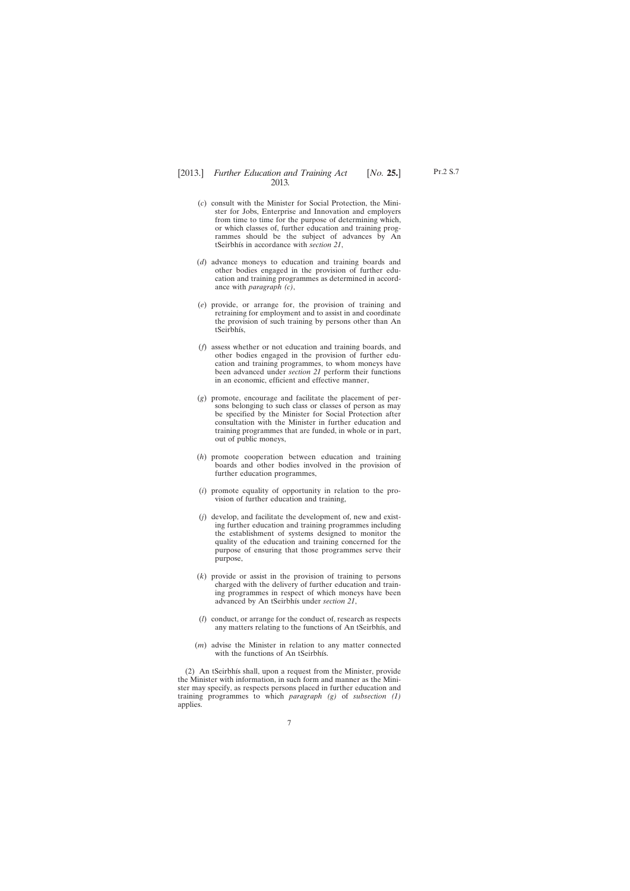(*c*) consult with the Minister for Social Protection, the Minister for Jobs, Enterprise and Innovation and employers from time to time for the purpose of determining which, or which classes of, further education and training programmes should be the subject of advances by An tSeirbhís in accordance with *section 21*,

(*d*) advance moneys to education and training boards and other bodies engaged in the provision of further education and training programmes as determined in accordance with *paragraph (c)*,

(*e*) provide, or arrange for, the provision of training and retraining for employment and to assist in and coordinate the provision of such training by persons other than An tSeirbhís,

(*f*) assess whether or not education and training boards, and other bodies engaged in the provision of further education and training programmes, to whom moneys have been advanced under *section 21* perform their functions in an economic, efficient and effective manner,

(*g*) promote, encourage and facilitate the placement of persons belonging to such class or classes of person as may be specified by the Minister for Social Protection after consultation with the Minister in further education and training programmes that are funded, in whole or in part, out of public moneys,

(*h*) promote cooperation between education and training boards and other bodies involved in the provision of further education programmes,

(*i*) promote equality of opportunity in relation to the provision of further education and training,

(*j*) develop, and facilitate the development of, new and existing further education and training programmes including the establishment of systems designed to monitor the quality of the education and training concerned for the purpose of ensuring that those programmes serve their purpose,

(*k*) provide or assist in the provision of training to persons charged with the delivery of further education and training programmes in respect of which moneys have been advanced by An tSeirbhís under *section 21*,

(*l*) conduct, or arrange for the conduct of, research as respects any matters relating to the functions of An tSeirbhís, and

(*m*) advise the Minister in relation to any matter connected with the functions of An tSeirbhís.

(2) An tSeirbhís shall, upon a request from the Minister, provide the Minister with information, in such form and manner as the Minister may specify, as respects persons placed in further education and training programmes to which *paragraph (g)* of *subsection (1)* applies.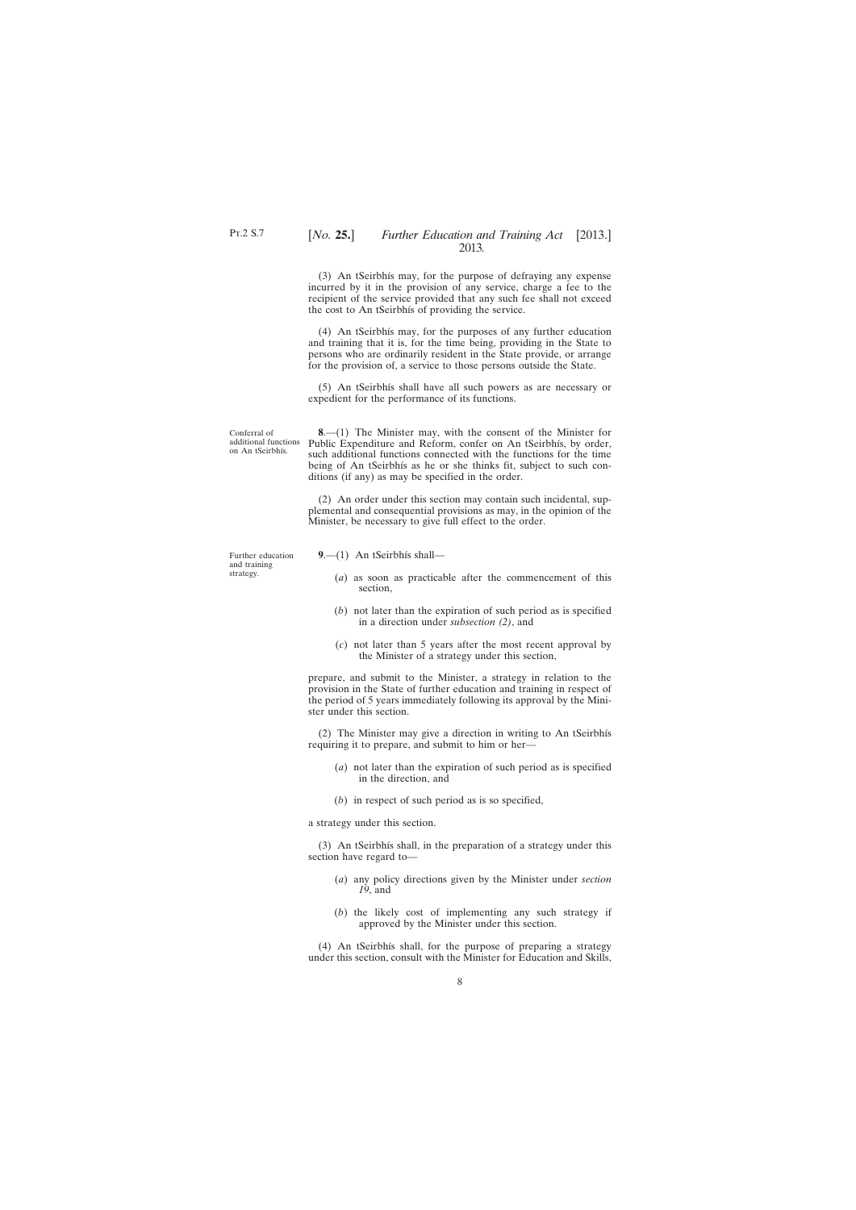(3) An tSeirbhís may, for the purpose of defraying any expense incurred by it in the provision of any service, charge a fee to the recipient of the service provided that any such fee shall not exceed the cost to An tSeirbhís of providing the service.

(4) An tSeirbhís may, for the purposes of any further education and training that it is, for the time being, providing in the State to persons who are ordinarily resident in the State provide, or arrange for the provision of, a service to those persons outside the State.

(5) An tSeirbhís shall have all such powers as are necessary or expedient for the performance of its functions.

Conferral of additional functions on An tSeirbhís.

**8**.—(1) The Minister may, with the consent of the Minister for Public Expenditure and Reform, confer on An tSeirbhís, by order, such additional functions connected with the functions for the time being of An tSeirbhís as he or she thinks fit, subject to such conditions (if any) as may be specified in the order.

(2) An order under this section may contain such incidental, supplemental and consequential provisions as may, in the opinion of the Minister, be necessary to give full effect to the order.

Further education and training strategy.

**9**.—(1) An tSeirbhís shall—

(*a*) as soon as practicable after the commencement of this section,

(*b*) not later than the expiration of such period as is specified in a direction under *subsection (2)*, and

(*c*) not later than 5 years after the most recent approval by the Minister of a strategy under this section,

prepare, and submit to the Minister, a strategy in relation to the provision in the State of further education and training in respect of the period of 5 years immediately following its approval by the Minister under this section.

(2) The Minister may give a direction in writing to An tSeirbhís requiring it to prepare, and submit to him or her—

(*a*) not later than the expiration of such period as is specified in the direction, and

(*b*) in respect of such period as is so specified,

a strategy under this section.

(3) An tSeirbhís shall, in the preparation of a strategy under this section have regard to—

(*a*) any policy directions given by the Minister under *section 19*, and

(*b*) the likely cost of implementing any such strategy if approved by the Minister under this section.

(4) An tSeirbhís shall, for the purpose of preparing a strategy under this section, consult with the Minister for Education and Skills,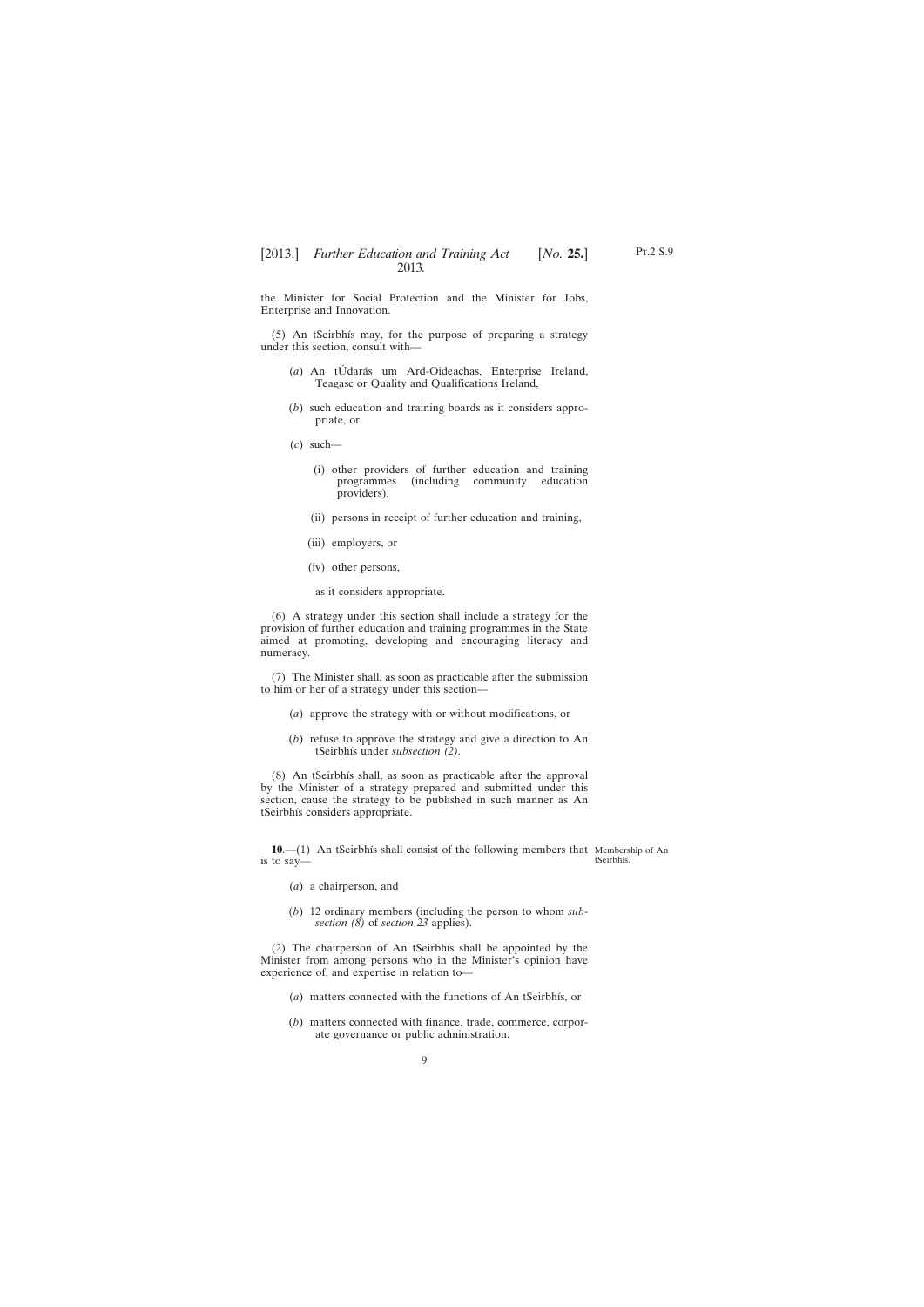the Minister for Social Protection and the Minister for Jobs, Enterprise and Innovation.

(5) An tSeirbhís may, for the purpose of preparing a strategy under this section, consult with—

(*a*) An tÚdarás um Ard-Oideachas, Enterprise Ireland, Teagasc or Quality and Qualifications Ireland,

(*b*) such education and training boards as it considers appropriate, or

(*c*) such—

(i) other providers of further education and training programmes (including community education providers),

(ii) persons in receipt of further education and training,

(iii) employers, or

(iv) other persons,

as it considers appropriate.

(6) A strategy under this section shall include a strategy for the provision of further education and training programmes in the State aimed at promoting, developing and encouraging literacy and numeracy.

(7) The Minister shall, as soon as practicable after the submission to him or her of a strategy under this section—

(*a*) approve the strategy with or without modifications, or

(*b*) refuse to approve the strategy and give a direction to An tSeirbhís under *subsection (2)*.

(8) An tSeirbhís shall, as soon as practicable after the approval by the Minister of a strategy prepared and submitted under this section, cause the strategy to be published in such manner as An tSeirbhís considers appropriate.

Membership of An tSeirbhís.

**10**.—(1) An tSeirbhís shall consist of the following members that is to say—

(*a*) a chairperson, and

(*b*) 12 ordinary members (including the person to whom *subsection (8)* of *section 23* applies).

(2) The chairperson of An tSeirbhís shall be appointed by the Minister from among persons who in the Minister's opinion have experience of, and expertise in relation to—

(*a*) matters connected with the functions of An tSeirbhís, or

(*b*) matters connected with finance, trade, commerce, corporate governance or public administration.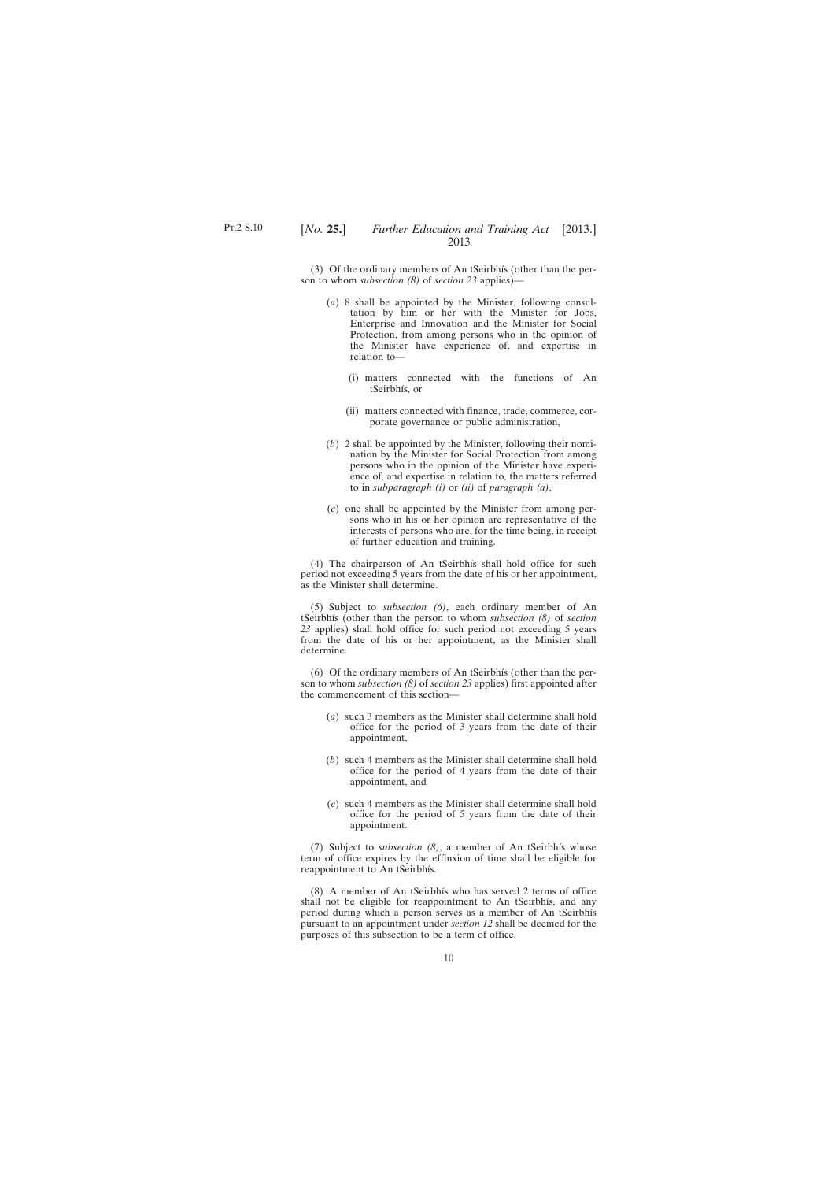(3) Of the ordinary members of An tSeirbhís (other than the person to whom *subsection (8)* of *section 23* applies)—

(*a*) 8 shall be appointed by the Minister, following consultation by him or her with the Minister for Jobs, Enterprise and Innovation and the Minister for Social Protection, from among persons who in the opinion of the Minister have experience of, and expertise in relation to—

(i) matters connected with the functions of An tSeirbhís, or

(ii) matters connected with finance, trade, commerce, corporate governance or public administration,

(*b*) 2 shall be appointed by the Minister, following their nomination by the Minister for Social Protection from among persons who in the opinion of the Minister have experience of, and expertise in relation to, the matters referred to in *subparagraph (i)* or *(ii)* of *paragraph (a)*,

(*c*) one shall be appointed by the Minister from among persons who in his or her opinion are representative of the interests of persons who are, for the time being, in receipt of further education and training.

(4) The chairperson of An tSeirbhís shall hold office for such period not exceeding 5 years from the date of his or her appointment, as the Minister shall determine.

(5) Subject to *subsection (6)*, each ordinary member of An tSeirbhís (other than the person to whom *subsection (8)* of *section 23* applies) shall hold office for such period not exceeding 5 years from the date of his or her appointment, as the Minister shall determine.

(6) Of the ordinary members of An tSeirbhís (other than the person to whom *subsection (8)* of *section 23* applies) first appointed after the commencement of this section—

(*a*) such 3 members as the Minister shall determine shall hold office for the period of 3 years from the date of their appointment,

(*b*) such 4 members as the Minister shall determine shall hold office for the period of 4 years from the date of their appointment, and

(*c*) such 4 members as the Minister shall determine shall hold office for the period of 5 years from the date of their appointment.

(7) Subject to *subsection (8)*, a member of An tSeirbhís whose term of office expires by the effluxion of time shall be eligible for reappointment to An tSeirbhís.

(8) A member of An tSeirbhís who has served 2 terms of office shall not be eligible for reappointment to An tSeirbhís, and any period during which a person serves as a member of An tSeirbhís pursuant to an appointment under *section 12* shall be deemed for the purposes of this subsection to be a term of office.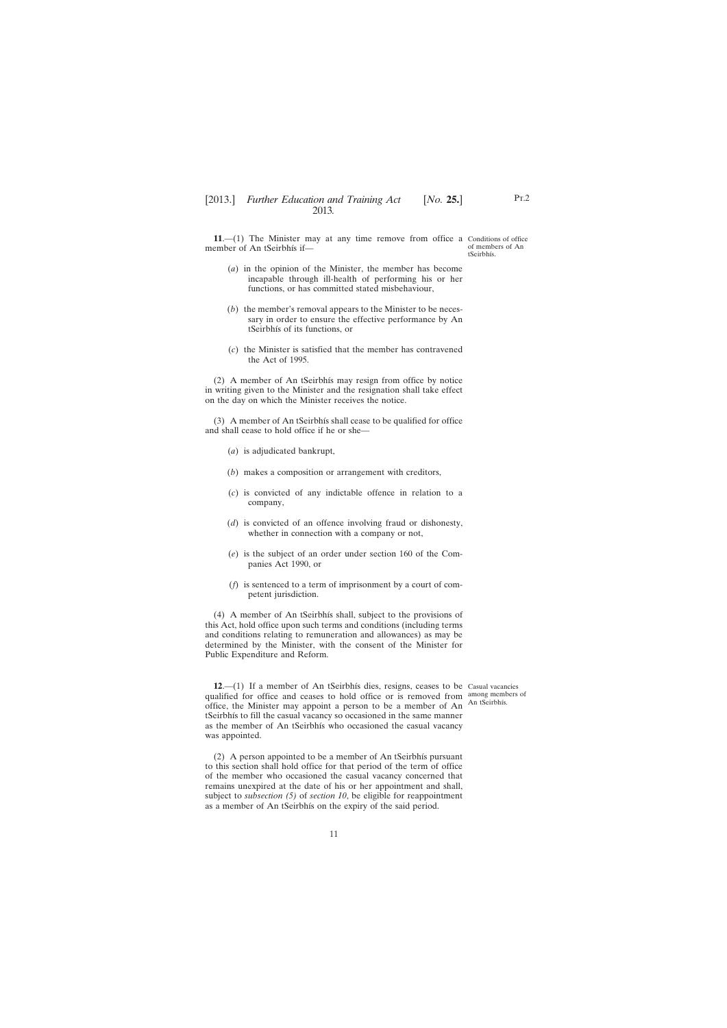**11**.—(1) The Minister may at any time remove from office a member of An tSeirbhís if—

Conditions of office of members of An tSeirbhís.

(*a*) in the opinion of the Minister, the member has become incapable through ill-health of performing his or her functions, or has committed stated misbehaviour,

(*b*) the member's removal appears to the Minister to be necessary in order to ensure the effective performance by An tSeirbhís of its functions, or

(*c*) the Minister is satisfied that the member has contravened the Act of 1995.

(2) A member of An tSeirbhís may resign from office by notice in writing given to the Minister and the resignation shall take effect on the day on which the Minister receives the notice.

(3) A member of An tSeirbhís shall cease to be qualified for office and shall cease to hold office if he or she—

(*a*) is adjudicated bankrupt,

(*b*) makes a composition or arrangement with creditors,

(*c*) is convicted of any indictable offence in relation to a company,

(*d*) is convicted of an offence involving fraud or dishonesty, whether in connection with a company or not,

(*e*) is the subject of an order under section 160 of the Companies Act 1990, or

(*f*) is sentenced to a term of imprisonment by a court of competent jurisdiction.

(4) A member of An tSeirbhís shall, subject to the provisions of this Act, hold office upon such terms and conditions (including terms and conditions relating to remuneration and allowances) as may be determined by the Minister, with the consent of the Minister for Public Expenditure and Reform.

**12**.—(1) If a member of An tSeirbhís dies, resigns, ceases to be qualified for office and ceases to hold office or is removed from office, the Minister may appoint a person to be a member of An tSeirbhís to fill the casual vacancy so occasioned in the same manner as the member of An tSeirbhís who occasioned the casual vacancy was appointed.

Casual vacancies among members of An tSeirbhís.

(2) A person appointed to be a member of An tSeirbhís pursuant to this section shall hold office for that period of the term of office of the member who occasioned the casual vacancy concerned that remains unexpired at the date of his or her appointment and shall, subject to *subsection (5)* of *section 10*, be eligible for reappointment as a member of An tSeirbhís on the expiry of the said period.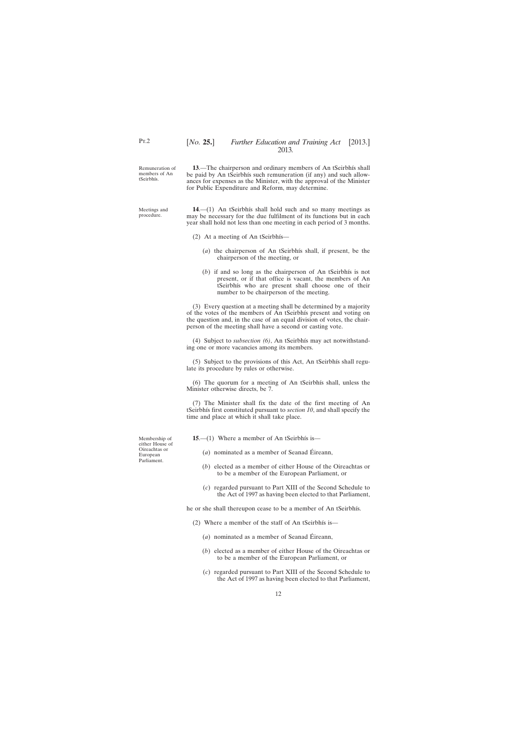Remuneration of members of An tSeirbhís.

**13**.—The chairperson and ordinary members of An tSeirbhís shall be paid by An tSeirbhís such remuneration (if any) and such allowances for expenses as the Minister, with the approval of the Minister for Public Expenditure and Reform, may determine.

Meetings and procedure.

**14**.—(1) An tSeirbhís shall hold such and so many meetings as may be necessary for the due fulfilment of its functions but in each year shall hold not less than one meeting in each period of 3 months.

(2) At a meeting of An tSeirbhís—

(*a*) the chairperson of An tSeirbhís shall, if present, be the chairperson of the meeting, or

(*b*) if and so long as the chairperson of An tSeirbhís is not present, or if that office is vacant, the members of An tSeirbhís who are present shall choose one of their number to be chairperson of the meeting.

(3) Every question at a meeting shall be determined by a majority of the votes of the members of An tSeirbhís present and voting on the question and, in the case of an equal division of votes, the chairperson of the meeting shall have a second or casting vote.

(4) Subject to *subsection (6)*, An tSeirbhís may act notwithstanding one or more vacancies among its members.

(5) Subject to the provisions of this Act, An tSeirbhís shall regulate its procedure by rules or otherwise.

(6) The quorum for a meeting of An tSeirbhís shall, unless the Minister otherwise directs, be 7.

(7) The Minister shall fix the date of the first meeting of An tSeirbhís first constituted pursuant to *section 10*, and shall specify the time and place at which it shall take place.

Membership of either House of Oireachtas or European Parliament.

**15**.—(1) Where a member of An tSeirbhís is—

(*a*) nominated as a member of Seanad Éireann,

(*b*) elected as a member of either House of the Oireachtas or to be a member of the European Parliament, or

(*c*) regarded pursuant to Part XIII of the Second Schedule to the Act of 1997 as having been elected to that Parliament,

he or she shall thereupon cease to be a member of An tSeirbhís.

(2) Where a member of the staff of An tSeirbhís is—

(*a*) nominated as a member of Seanad Éireann,

(*b*) elected as a member of either House of the Oireachtas or to be a member of the European Parliament, or

(*c*) regarded pursuant to Part XIII of the Second Schedule to the Act of 1997 as having been elected to that Parliament,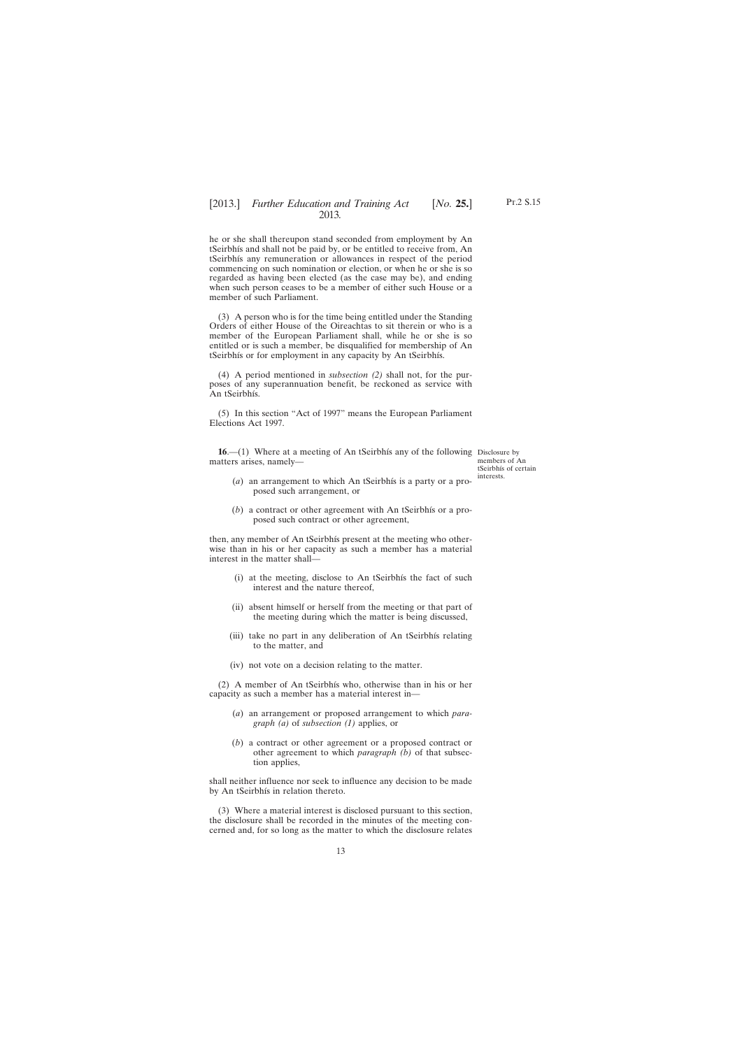he or she shall thereupon stand seconded from employment by An tSeirbhís and shall not be paid by, or be entitled to receive from, An tSeirbhís any remuneration or allowances in respect of the period commencing on such nomination or election, or when he or she is so regarded as having been elected (as the case may be), and ending when such person ceases to be a member of either such House or a member of such Parliament.

(3) A person who is for the time being entitled under the Standing Orders of either House of the Oireachtas to sit therein or who is a member of the European Parliament shall, while he or she is so entitled or is such a member, be disqualified for membership of An tSeirbhís or for employment in any capacity by An tSeirbhís.

(4) A period mentioned in *subsection (2)* shall not, for the purposes of any superannuation benefit, be reckoned as service with An tSeirbhís.

(5) In this section "Act of 1997" means the European Parliament Elections Act 1997.

Disclosure by members of An tSeirbhís of certain interests.

**16**.—(1) Where at a meeting of An tSeirbhís any of the following matters arises, namely—

(*a*) an arrangement to which An tSeirbhís is a party or a proposed such arrangement, or

(*b*) a contract or other agreement with An tSeirbhís or a proposed such contract or other agreement,

then, any member of An tSeirbhís present at the meeting who otherwise than in his or her capacity as such a member has a material interest in the matter shall—

(i) at the meeting, disclose to An tSeirbhís the fact of such interest and the nature thereof,

(ii) absent himself or herself from the meeting or that part of the meeting during which the matter is being discussed,

(iii) take no part in any deliberation of An tSeirbhís relating to the matter, and

(iv) not vote on a decision relating to the matter.

(2) A member of An tSeirbhís who, otherwise than in his or her capacity as such a member has a material interest in—

(*a*) an arrangement or proposed arrangement to which *paragraph (a)* of *subsection (1)* applies, or

(*b*) a contract or other agreement or a proposed contract or other agreement to which *paragraph (b)* of that subsection applies,

shall neither influence nor seek to influence any decision to be made by An tSeirbhís in relation thereto.

(3) Where a material interest is disclosed pursuant to this section, the disclosure shall be recorded in the minutes of the meeting concerned and, for so long as the matter to which the disclosure relates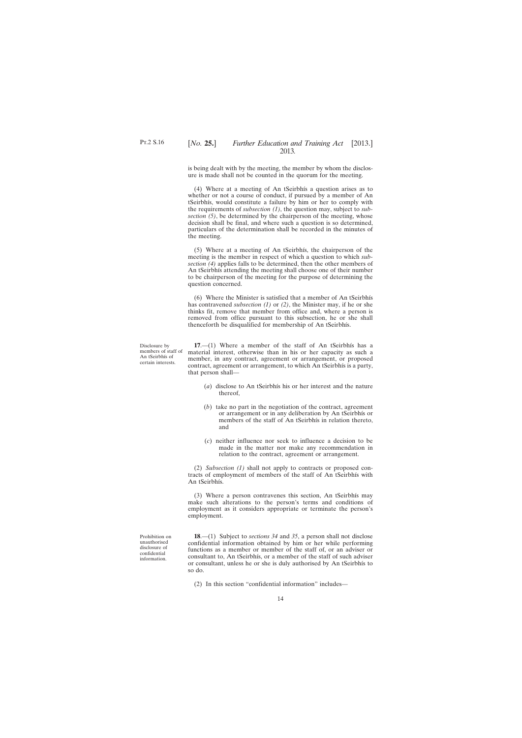is being dealt with by the meeting, the member by whom the disclosure is made shall not be counted in the quorum for the meeting.

(4) Where at a meeting of An tSeirbhís a question arises as to whether or not a course of conduct, if pursued by a member of An tSeirbhís, would constitute a failure by him or her to comply with the requirements of *subsection (1)*, the question may, subject to *subsection (5)*, be determined by the chairperson of the meeting, whose decision shall be final, and where such a question is so determined, particulars of the determination shall be recorded in the minutes of the meeting.

(5) Where at a meeting of An tSeirbhís, the chairperson of the meeting is the member in respect of which a question to which *subsection (4)* applies falls to be determined, then the other members of An tSeirbhís attending the meeting shall choose one of their number to be chairperson of the meeting for the purpose of determining the question concerned.

(6) Where the Minister is satisfied that a member of An tSeirbhís has contravened *subsection (1)* or *(2)*, the Minister may, if he or she thinks fit, remove that member from office and, where a person is removed from office pursuant to this subsection, he or she shall thenceforth be disqualified for membership of An tSeirbhís.

Disclosure by members of staff of An tSeirbhís of certain interests.

**17**.—(1) Where a member of the staff of An tSeirbhís has a material interest, otherwise than in his or her capacity as such a member, in any contract, agreement or arrangement, or proposed contract, agreement or arrangement, to which An tSeirbhís is a party, that person shall—

(*a*) disclose to An tSeirbhís his or her interest and the nature thereof,

(*b*) take no part in the negotiation of the contract, agreement or arrangement or in any deliberation by An tSeirbhís or members of the staff of An tSeirbhís in relation thereto, and

(*c*) neither influence nor seek to influence a decision to be made in the matter nor make any recommendation in relation to the contract, agreement or arrangement.

(2) *Subsection (1)* shall not apply to contracts or proposed contracts of employment of members of the staff of An tSeirbhís with An tSeirbhís.

(3) Where a person contravenes this section, An tSeirbhís may make such alterations to the person's terms and conditions of employment as it considers appropriate or terminate the person's employment.

Prohibition on unauthorised disclosure of confidential information.

**18**.—(1) Subject to *sections 34* and *35*, a person shall not disclose confidential information obtained by him or her while performing functions as a member or member of the staff of, or an adviser or consultant to, An tSeirbhís, or a member of the staff of such adviser or consultant, unless he or she is duly authorised by An tSeirbhís to so do.

(2) In this section "confidential information" includes—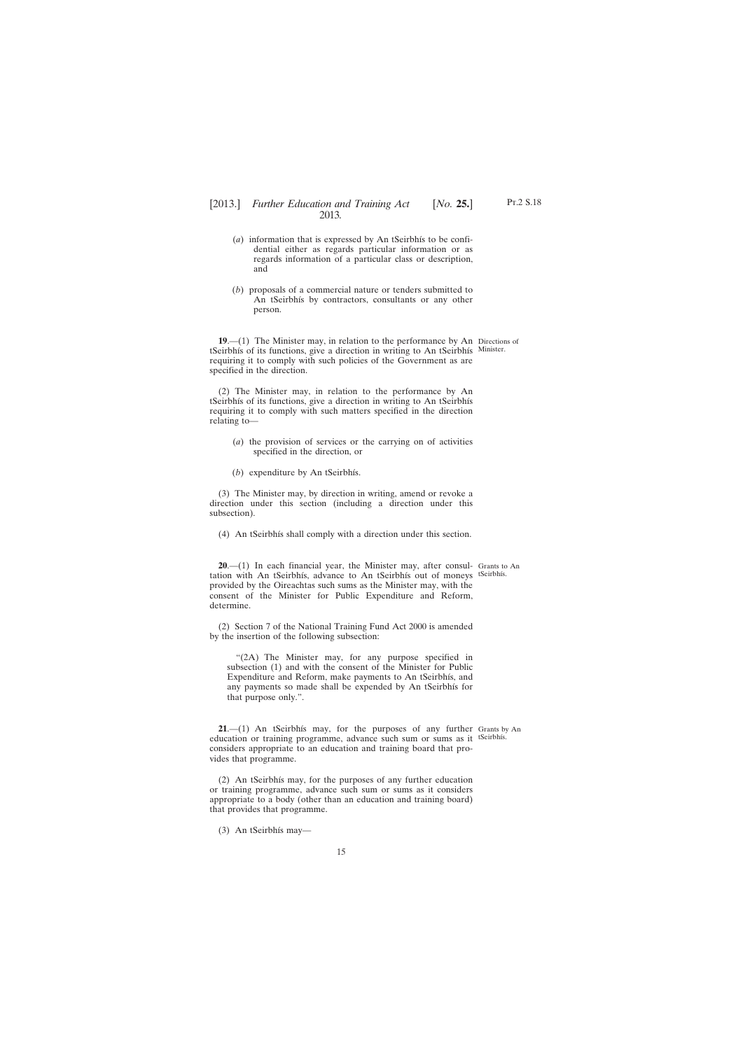(*a*) information that is expressed by An tSeirbhís to be confidential either as regards particular information or as regards information of a particular class or description, and

(*b*) proposals of a commercial nature or tenders submitted to An tSeirbhís by contractors, consultants or any other person.

**19**.—(1) The Minister may, in relation to the performance by An tSeirbhís of its functions, give a direction in writing to An tSeirbhís requiring it to comply with such policies of the Government as are specified in the direction.

Directions of Minister.

(2) The Minister may, in relation to the performance by An tSeirbhís of its functions, give a direction in writing to An tSeirbhís requiring it to comply with such matters specified in the direction relating to—

(*a*) the provision of services or the carrying on of activities specified in the direction, or

(*b*) expenditure by An tSeirbhís.

(3) The Minister may, by direction in writing, amend or revoke a direction under this section (including a direction under this subsection).

(4) An tSeirbhís shall comply with a direction under this section.

**20**.—(1) In each financial year, the Minister may, after consultation with An tSeirbhís, advance to An tSeirbhís out of moneys provided by the Oireachtas such sums as the Minister may, with the consent of the Minister for Public Expenditure and Reform, determine.

Grants to An tSeirbhís.

(2) Section 7 of the National Training Fund Act 2000 is amended by the insertion of the following subsection:

"(2A) The Minister may, for any purpose specified in subsection (1) and with the consent of the Minister for Public Expenditure and Reform, make payments to An tSeirbhís, and any payments so made shall be expended by An tSeirbhís for that purpose only.".

**21**.—(1) An tSeirbhís may, for the purposes of any further education or training programme, advance such sum or sums as it considers appropriate to an education and training board that provides that programme.

Grants by An tSeirbhís.

(2) An tSeirbhís may, for the purposes of any further education or training programme, advance such sum or sums as it considers appropriate to a body (other than an education and training board) that provides that programme.

(3) An tSeirbhís may—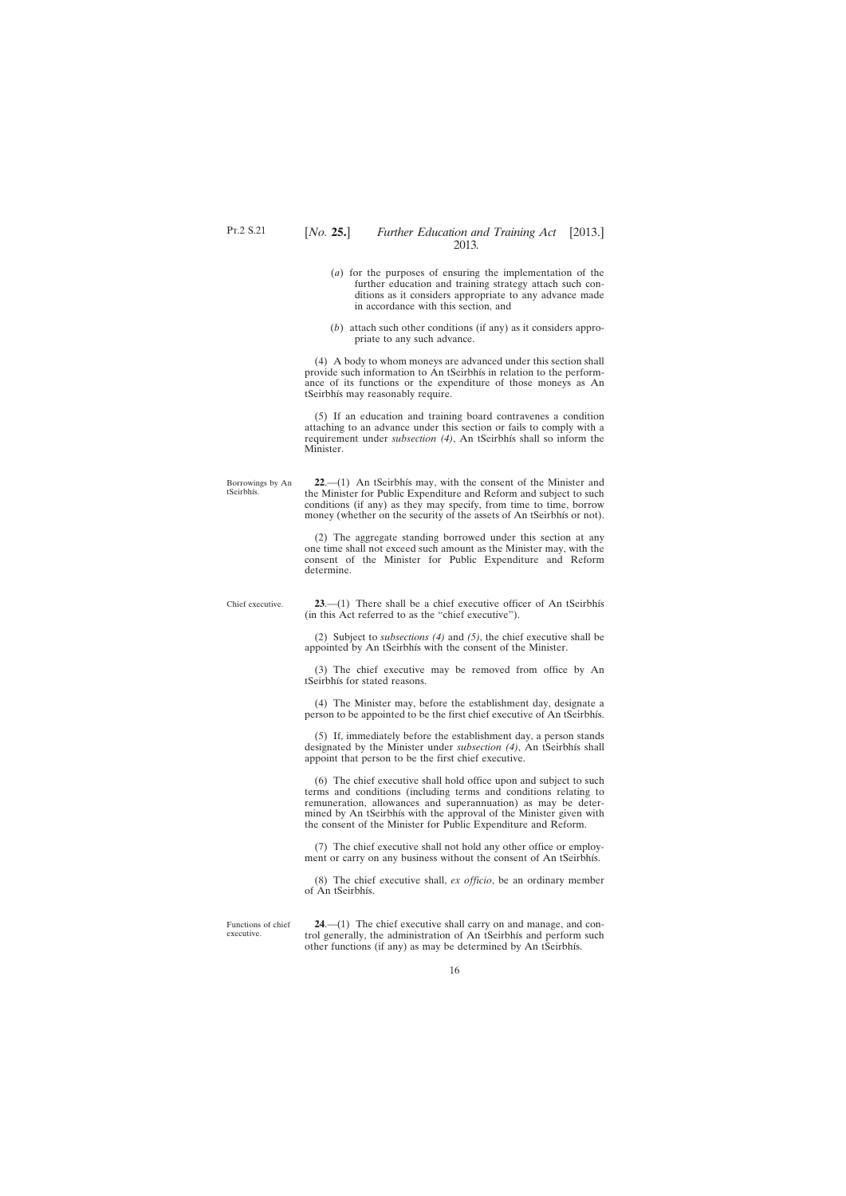(*a*) for the purposes of ensuring the implementation of the further education and training strategy attach such conditions as it considers appropriate to any advance made in accordance with this section, and

(*b*) attach such other conditions (if any) as it considers appropriate to any such advance.

(4) A body to whom moneys are advanced under this section shall provide such information to An tSeirbhís in relation to the performance of its functions or the expenditure of those moneys as An tSeirbhís may reasonably require.

(5) If an education and training board contravenes a condition attaching to an advance under this section or fails to comply with a requirement under *subsection (4)*, An tSeirbhís shall so inform the Minister.

Borrowings by An tSeirbhís.

**22**.—(1) An tSeirbhís may, with the consent of the Minister and the Minister for Public Expenditure and Reform and subject to such conditions (if any) as they may specify, from time to time, borrow money (whether on the security of the assets of An tSeirbhís or not).

(2) The aggregate standing borrowed under this section at any one time shall not exceed such amount as the Minister may, with the consent of the Minister for Public Expenditure and Reform determine.

Chief executive.

**23**.—(1) There shall be a chief executive officer of An tSeirbhís (in this Act referred to as the "chief executive").

(2) Subject to *subsections (4)* and *(5)*, the chief executive shall be appointed by An tSeirbhís with the consent of the Minister.

(3) The chief executive may be removed from office by An tSeirbhís for stated reasons.

(4) The Minister may, before the establishment day, designate a person to be appointed to be the first chief executive of An tSeirbhís.

(5) If, immediately before the establishment day, a person stands designated by the Minister under *subsection (4)*, An tSeirbhís shall appoint that person to be the first chief executive.

(6) The chief executive shall hold office upon and subject to such terms and conditions (including terms and conditions relating to remuneration, allowances and superannuation) as may be determined by An tSeirbhís with the approval of the Minister given with the consent of the Minister for Public Expenditure and Reform.

(7) The chief executive shall not hold any other office or employment or carry on any business without the consent of An tSeirbhís.

(8) The chief executive shall, *ex officio*, be an ordinary member of An tSeirbhís.

Functions of chief executive.

**24**.—(1) The chief executive shall carry on and manage, and control generally, the administration of An tSeirbhís and perform such other functions (if any) as may be determined by An tSeirbhís.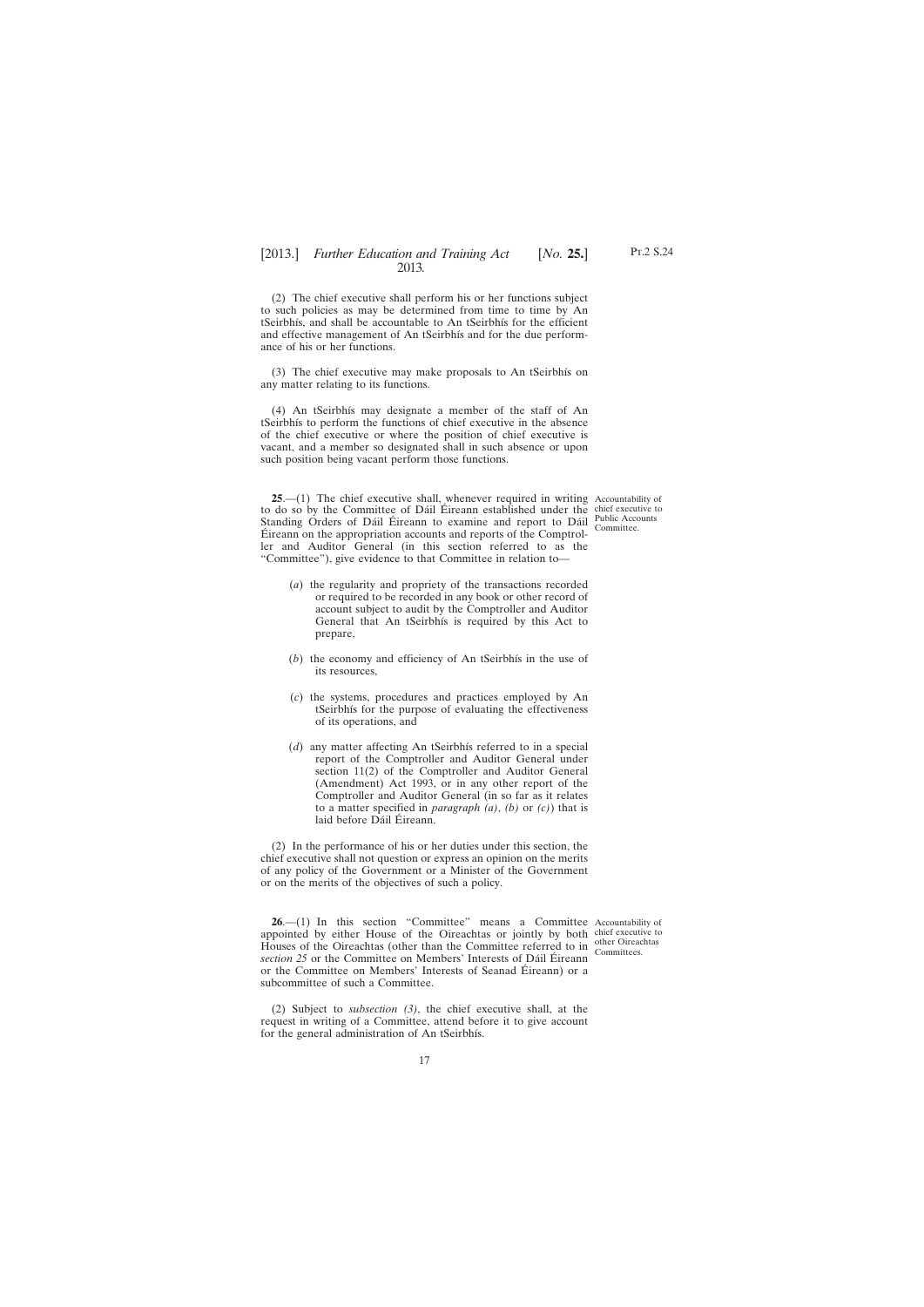(2) The chief executive shall perform his or her functions subject to such policies as may be determined from time to time by An tSeirbhís, and shall be accountable to An tSeirbhís for the efficient and effective management of An tSeirbhís and for the due performance of his or her functions.

(3) The chief executive may make proposals to An tSeirbhís on any matter relating to its functions.

(4) An tSeirbhís may designate a member of the staff of An tSeirbhís to perform the functions of chief executive in the absence of the chief executive or where the position of chief executive is vacant, and a member so designated shall in such absence or upon such position being vacant perform those functions.

Accountability of chief executive to Public Accounts Committee.

**25**.—(1) The chief executive shall, whenever required in writing to do so by the Committee of Dáil Éireann established under the Standing Orders of Dáil Éireann to examine and report to Dáil Éireann on the appropriation accounts and reports of the Comptroller and Auditor General (in this section referred to as the "Committee"), give evidence to that Committee in relation to—

(*a*) the regularity and propriety of the transactions recorded or required to be recorded in any book or other record of account subject to audit by the Comptroller and Auditor General that An tSeirbhís is required by this Act to prepare,

(*b*) the economy and efficiency of An tSeirbhís in the use of its resources,

(*c*) the systems, procedures and practices employed by An tSeirbhís for the purpose of evaluating the effectiveness of its operations, and

(*d*) any matter affecting An tSeirbhís referred to in a special report of the Comptroller and Auditor General under section 11(2) of the Comptroller and Auditor General (Amendment) Act 1993, or in any other report of the Comptroller and Auditor General (in so far as it relates to a matter specified in *paragraph (a)*, *(b)* or *(c)*) that is laid before Dáil Éireann.

(2) In the performance of his or her duties under this section, the chief executive shall not question or express an opinion on the merits of any policy of the Government or a Minister of the Government or on the merits of the objectives of such a policy.

Accountability of chief executive to other Oireachtas Committees.

**26**.—(1) In this section "Committee" means a Committee appointed by either House of the Oireachtas or jointly by both Houses of the Oireachtas (other than the Committee referred to in *section 25* or the Committee on Members' Interests of Dáil Éireann or the Committee on Members' Interests of Seanad Éireann) or a subcommittee of such a Committee.

(2) Subject to *subsection (3)*, the chief executive shall, at the request in writing of a Committee, attend before it to give account for the general administration of An tSeirbhís.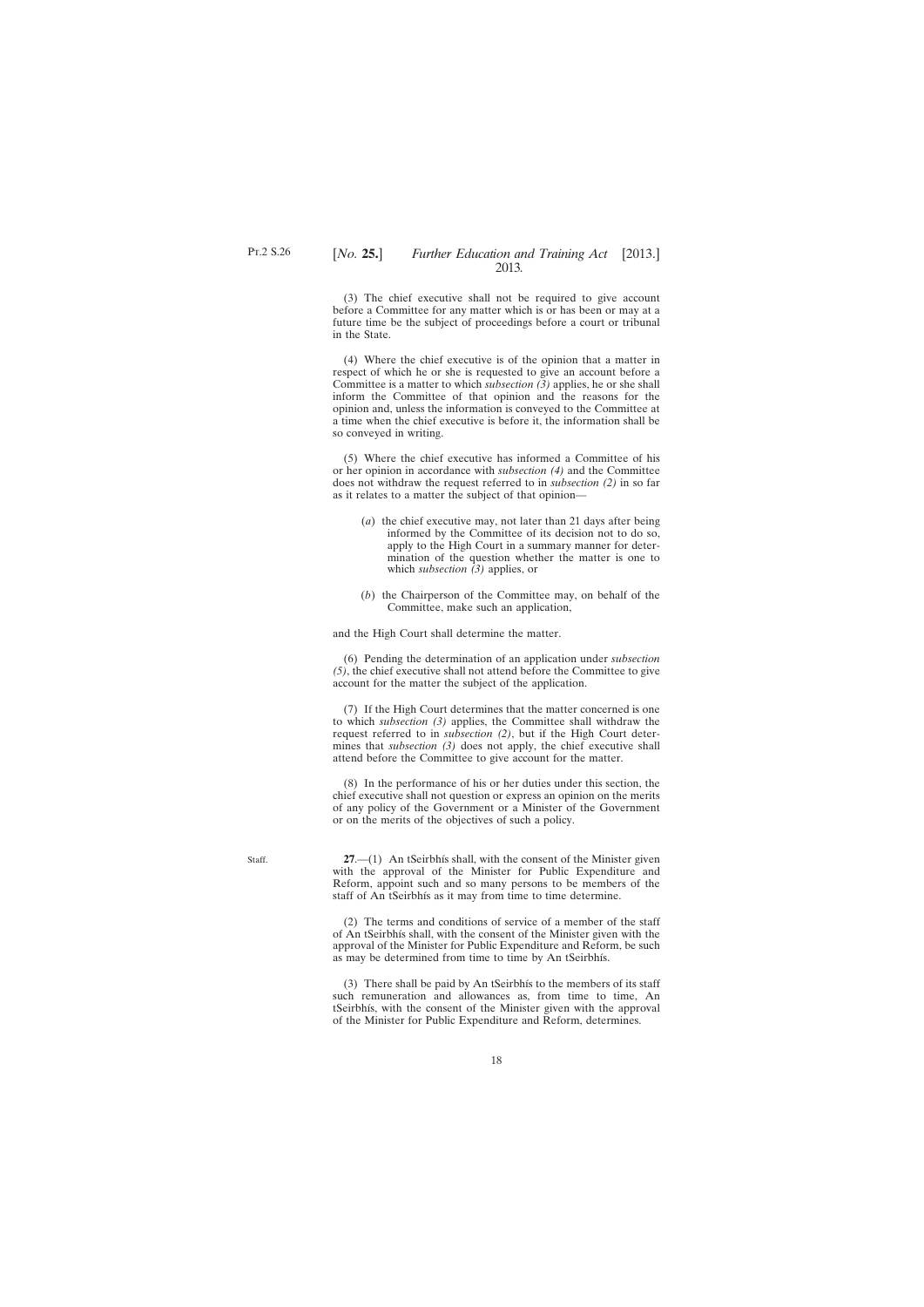(3) The chief executive shall not be required to give account before a Committee for any matter which is or has been or may at a future time be the subject of proceedings before a court or tribunal in the State.

(4) Where the chief executive is of the opinion that a matter in respect of which he or she is requested to give an account before a Committee is a matter to which *subsection (3)* applies, he or she shall inform the Committee of that opinion and the reasons for the opinion and, unless the information is conveyed to the Committee at a time when the chief executive is before it, the information shall be so conveyed in writing.

(5) Where the chief executive has informed a Committee of his or her opinion in accordance with *subsection (4)* and the Committee does not withdraw the request referred to in *subsection (2)* in so far as it relates to a matter the subject of that opinion—

(*a*) the chief executive may, not later than 21 days after being informed by the Committee of its decision not to do so, apply to the High Court in a summary manner for determination of the question whether the matter is one to which *subsection (3)* applies, or

(*b*) the Chairperson of the Committee may, on behalf of the Committee, make such an application,

and the High Court shall determine the matter.

(6) Pending the determination of an application under *subsection (5)*, the chief executive shall not attend before the Committee to give account for the matter the subject of the application.

(7) If the High Court determines that the matter concerned is one to which *subsection (3)* applies, the Committee shall withdraw the request referred to in *subsection (2)*, but if the High Court determines that *subsection (3)* does not apply, the chief executive shall attend before the Committee to give account for the matter.

(8) In the performance of his or her duties under this section, the chief executive shall not question or express an opinion on the merits of any policy of the Government or a Minister of the Government or on the merits of the objectives of such a policy.

Staff.

**27**.—(1) An tSeirbhís shall, with the consent of the Minister given with the approval of the Minister for Public Expenditure and Reform, appoint such and so many persons to be members of the staff of An tSeirbhís as it may from time to time determine.

(2) The terms and conditions of service of a member of the staff of An tSeirbhís shall, with the consent of the Minister given with the approval of the Minister for Public Expenditure and Reform, be such as may be determined from time to time by An tSeirbhís.

(3) There shall be paid by An tSeirbhís to the members of its staff such remuneration and allowances as, from time to time, An tSeirbhís, with the consent of the Minister given with the approval of the Minister for Public Expenditure and Reform, determines.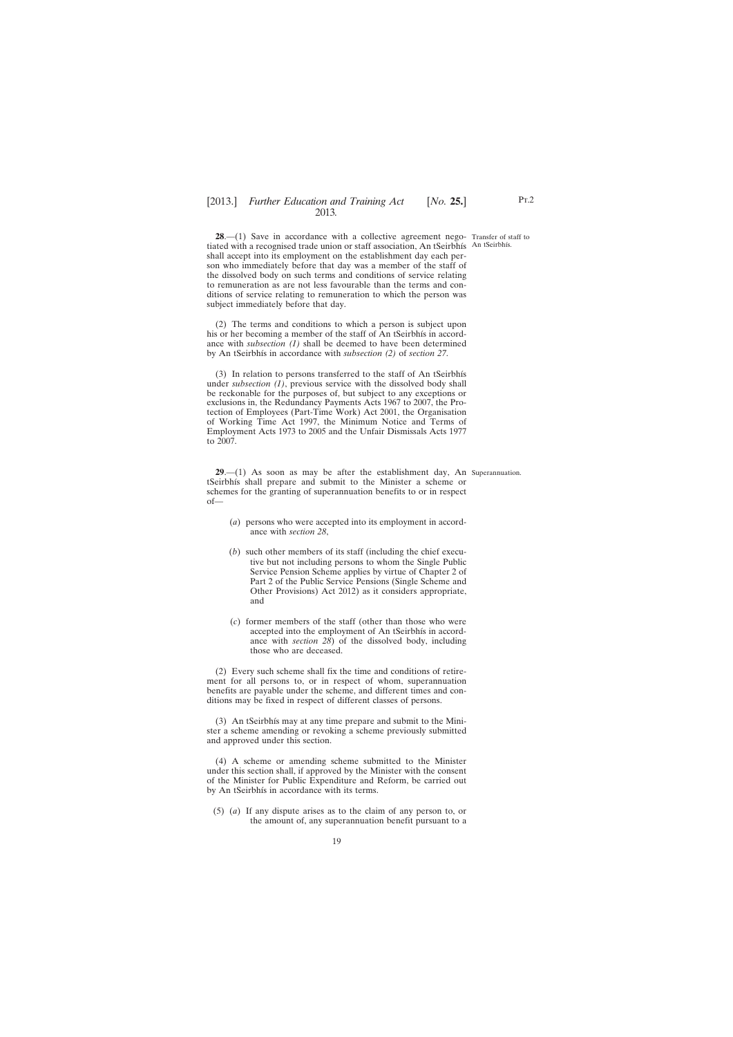**28**.—(1) Save in accordance with a collective agreement negotiated with a recognised trade union or staff association, An tSeirbhís shall accept into its employment on the establishment day each person who immediately before that day was a member of the staff of the dissolved body on such terms and conditions of service relating to remuneration as are not less favourable than the terms and conditions of service relating to remuneration to which the person was subject immediately before that day.

Transfer of staff to An tSeirbhís.

(2) The terms and conditions to which a person is subject upon his or her becoming a member of the staff of An tSeirbhís in accordance with *subsection (1)* shall be deemed to have been determined by An tSeirbhís in accordance with *subsection (2)* of *section 27*.

(3) In relation to persons transferred to the staff of An tSeirbhís under *subsection (1)*, previous service with the dissolved body shall be reckonable for the purposes of, but subject to any exceptions or exclusions in, the Redundancy Payments Acts 1967 to 2007, the Protection of Employees (Part-Time Work) Act 2001, the Organisation of Working Time Act 1997, the Minimum Notice and Terms of Employment Acts 1973 to 2005 and the Unfair Dismissals Acts 1977 to 2007.

**29**.—(1) As soon as may be after the establishment day, An tSeirbhís shall prepare and submit to the Minister a scheme or schemes for the granting of superannuation benefits to or in respect of—

Superannuation.

(*a*) persons who were accepted into its employment in accordance with *section 28*,

(*b*) such other members of its staff (including the chief executive but not including persons to whom the Single Public Service Pension Scheme applies by virtue of Chapter 2 of Part 2 of the Public Service Pensions (Single Scheme and Other Provisions) Act 2012) as it considers appropriate, and

(*c*) former members of the staff (other than those who were accepted into the employment of An tSeirbhís in accordance with *section 28*) of the dissolved body, including those who are deceased.

(2) Every such scheme shall fix the time and conditions of retirement for all persons to, or in respect of whom, superannuation benefits are payable under the scheme, and different times and conditions may be fixed in respect of different classes of persons.

(3) An tSeirbhís may at any time prepare and submit to the Minister a scheme amending or revoking a scheme previously submitted and approved under this section.

(4) A scheme or amending scheme submitted to the Minister under this section shall, if approved by the Minister with the consent of the Minister for Public Expenditure and Reform, be carried out by An tSeirbhís in accordance with its terms.

(5) (*a*) If any dispute arises as to the claim of any person to, or the amount of, any superannuation benefit pursuant to a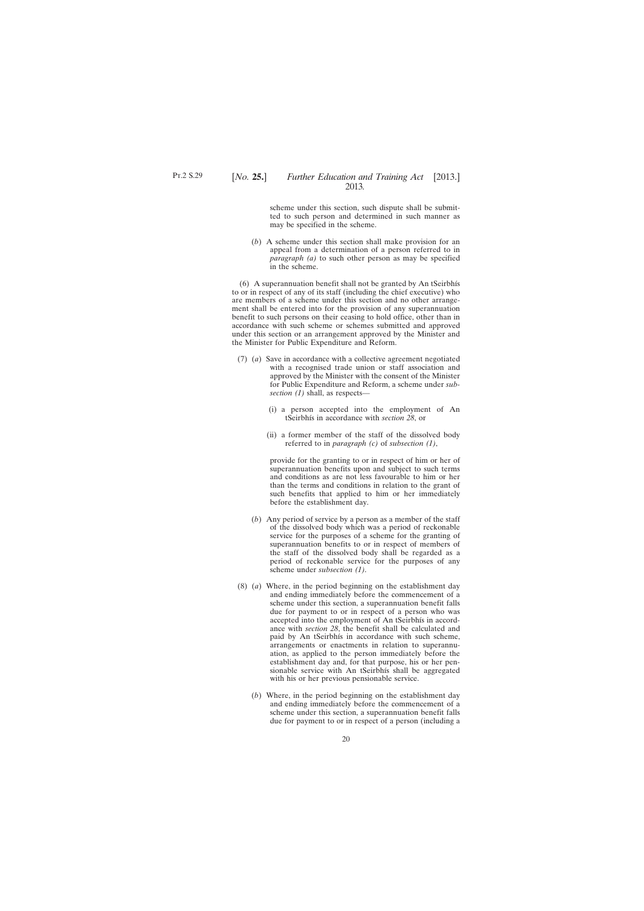scheme under this section, such dispute shall be submitted to such person and determined in such manner as may be specified in the scheme.

(*b*) A scheme under this section shall make provision for an appeal from a determination of a person referred to in *paragraph (a)* to such other person as may be specified in the scheme.

(6) A superannuation benefit shall not be granted by An tSeirbhís to or in respect of any of its staff (including the chief executive) who are members of a scheme under this section and no other arrangement shall be entered into for the provision of any superannuation benefit to such persons on their ceasing to hold office, other than in accordance with such scheme or schemes submitted and approved under this section or an arrangement approved by the Minister and the Minister for Public Expenditure and Reform.

(7) (*a*) Save in accordance with a collective agreement negotiated with a recognised trade union or staff association and approved by the Minister with the consent of the Minister for Public Expenditure and Reform, a scheme under *subsection (1)* shall, as respects—

(i) a person accepted into the employment of An tSeirbhís in accordance with *section 28*, or

(ii) a former member of the staff of the dissolved body referred to in *paragraph (c)* of *subsection (1)*,

provide for the granting to or in respect of him or her of superannuation benefits upon and subject to such terms and conditions as are not less favourable to him or her than the terms and conditions in relation to the grant of such benefits that applied to him or her immediately before the establishment day.

(*b*) Any period of service by a person as a member of the staff of the dissolved body which was a period of reckonable service for the purposes of a scheme for the granting of superannuation benefits to or in respect of members of the staff of the dissolved body shall be regarded as a period of reckonable service for the purposes of any scheme under *subsection (1)*.

(8) (*a*) Where, in the period beginning on the establishment day and ending immediately before the commencement of a scheme under this section, a superannuation benefit falls due for payment to or in respect of a person who was accepted into the employment of An tSeirbhís in accordance with *section 28*, the benefit shall be calculated and paid by An tSeirbhís in accordance with such scheme, arrangements or enactments in relation to superannuation, as applied to the person immediately before the establishment day and, for that purpose, his or her pensionable service with An tSeirbhís shall be aggregated with his or her previous pensionable service.

(*b*) Where, in the period beginning on the establishment day and ending immediately before the commencement of a scheme under this section, a superannuation benefit falls due for payment to or in respect of a person (including a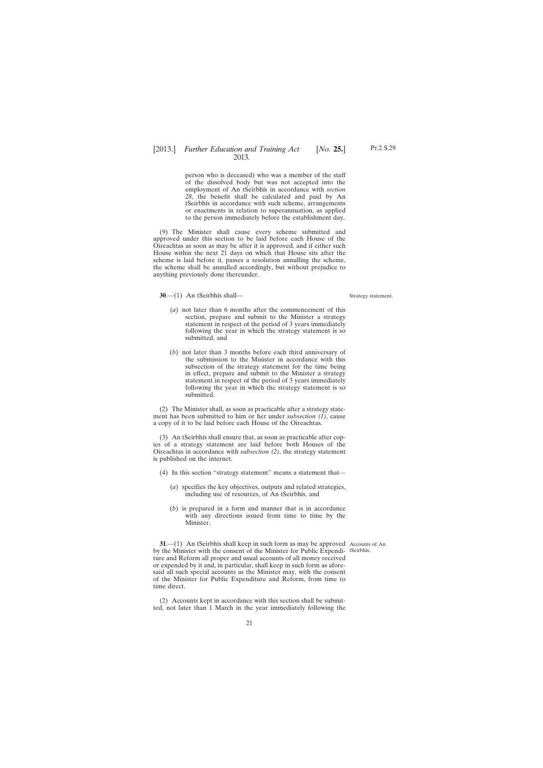person who is deceased) who was a member of the staff of the dissolved body but was not accepted into the employment of An tSeirbhís in accordance with *section 28*, the benefit shall be calculated and paid by An tSeirbhís in accordance with such scheme, arrangements or enactments in relation to superannuation, as applied to the person immediately before the establishment day.

(9) The Minister shall cause every scheme submitted and approved under this section to be laid before each House of the Oireachtas as soon as may be after it is approved, and if either such House within the next 21 days on which that House sits after the scheme is laid before it, passes a resolution annulling the scheme, the scheme shall be annulled accordingly, but without prejudice to anything previously done thereunder.

Strategy statement.

**30**.—(1) An tSeirbhís shall—

(*a*) not later than 6 months after the commencement of this section, prepare and submit to the Minister a strategy statement in respect of the period of 3 years immediately following the year in which the strategy statement is so submitted, and

(*b*) not later than 3 months before each third anniversary of the submission to the Minister in accordance with this subsection of the strategy statement for the time being in effect, prepare and submit to the Minister a strategy statement in respect of the period of 3 years immediately following the year in which the strategy statement is so submitted.

(2) The Minister shall, as soon as practicable after a strategy statement has been submitted to him or her under *subsection (1)*, cause a copy of it to be laid before each House of the Oireachtas.

(3) An tSeirbhís shall ensure that, as soon as practicable after copies of a strategy statement are laid before both Houses of the Oireachtas in accordance with *subsection (2)*, the strategy statement is published on the internet.

(4) In this section "strategy statement" means a statement that—

(*a*) specifies the key objectives, outputs and related strategies, including use of resources, of An tSeirbhís, and

(*b*) is prepared in a form and manner that is in accordance with any directions issued from time to time by the Minister.

Accounts of An tSeirbhís.

**31**.—(1) An tSeirbhís shall keep in such form as may be approved by the Minister with the consent of the Minister for Public Expenditure and Reform all proper and usual accounts of all money received or expended by it and, in particular, shall keep in such form as aforesaid all such special accounts as the Minister may, with the consent of the Minister for Public Expenditure and Reform, from time to time direct.

(2) Accounts kept in accordance with this section shall be submitted, not later than 1 March in the year immediately following the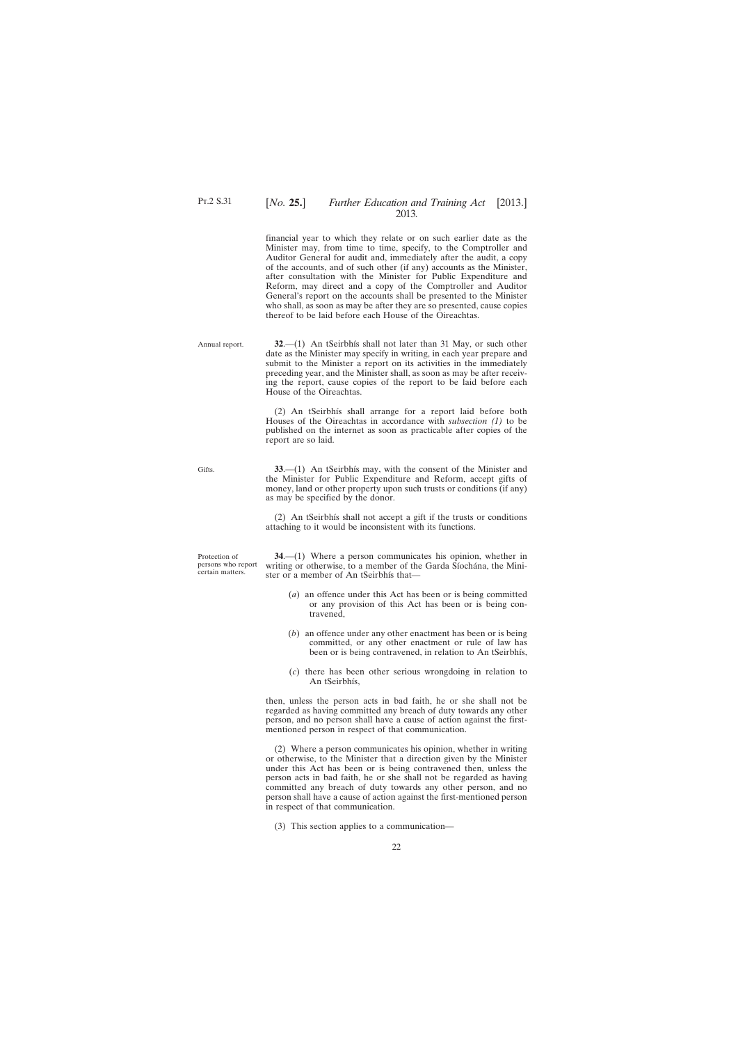financial year to which they relate or on such earlier date as the Minister may, from time to time, specify, to the Comptroller and Auditor General for audit and, immediately after the audit, a copy of the accounts, and of such other (if any) accounts as the Minister, after consultation with the Minister for Public Expenditure and Reform, may direct and a copy of the Comptroller and Auditor General's report on the accounts shall be presented to the Minister who shall, as soon as may be after they are so presented, cause copies thereof to be laid before each House of the Oireachtas.

Annual report.

**32**.—(1) An tSeirbhís shall not later than 31 May, or such other date as the Minister may specify in writing, in each year prepare and submit to the Minister a report on its activities in the immediately preceding year, and the Minister shall, as soon as may be after receiving the report, cause copies of the report to be laid before each House of the Oireachtas.

(2) An tSeirbhís shall arrange for a report laid before both Houses of the Oireachtas in accordance with *subsection (1)* to be published on the internet as soon as practicable after copies of the report are so laid.

Gifts.

**33**.—(1) An tSeirbhís may, with the consent of the Minister and the Minister for Public Expenditure and Reform, accept gifts of money, land or other property upon such trusts or conditions (if any) as may be specified by the donor.

(2) An tSeirbhís shall not accept a gift if the trusts or conditions attaching to it would be inconsistent with its functions.

Protection of persons who report certain matters.

**34**.—(1) Where a person communicates his opinion, whether in writing or otherwise, to a member of the Garda Síochána, the Minister or a member of An tSeirbhís that—

(*a*) an offence under this Act has been or is being committed or any provision of this Act has been or is being contravened,

(*b*) an offence under any other enactment has been or is being committed, or any other enactment or rule of law has been or is being contravened, in relation to An tSeirbhís,

(*c*) there has been other serious wrongdoing in relation to An tSeirbhís,

then, unless the person acts in bad faith, he or she shall not be regarded as having committed any breach of duty towards any other person, and no person shall have a cause of action against the first-mentioned person in respect of that communication.

(2) Where a person communicates his opinion, whether in writing or otherwise, to the Minister that a direction given by the Minister under this Act has been or is being contravened then, unless the person acts in bad faith, he or she shall not be regarded as having committed any breach of duty towards any other person, and no person shall have a cause of action against the first-mentioned person in respect of that communication.

(3) This section applies to a communication—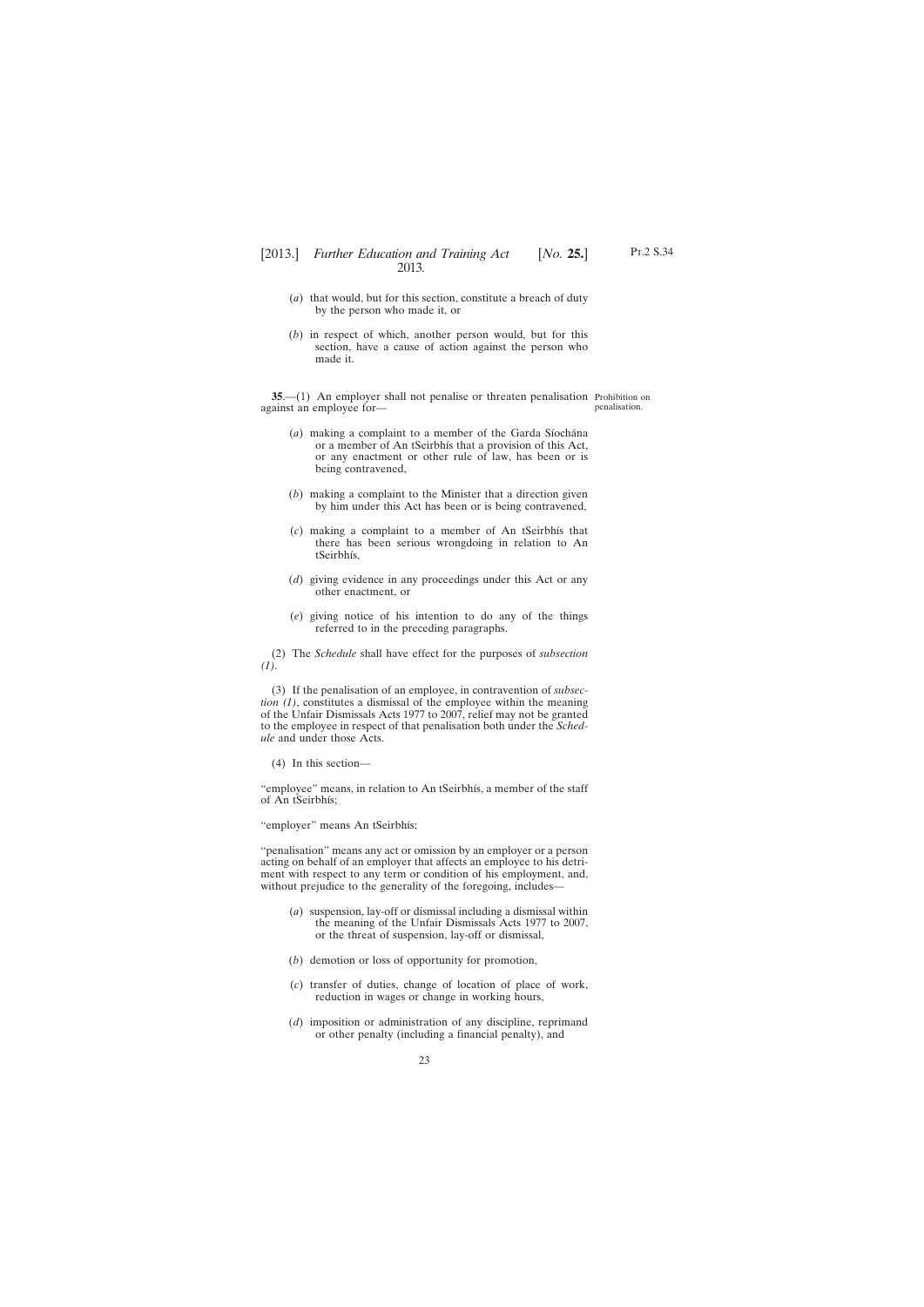(*a*) that would, but for this section, constitute a breach of duty by the person who made it, or

(*b*) in respect of which, another person would, but for this section, have a cause of action against the person who made it.

**35**.—(1) An employer shall not penalise or threaten penalisation against an employee for—

Prohibition on penalisation.

(*a*) making a complaint to a member of the Garda Síochána or a member of An tSeirbhís that a provision of this Act, or any enactment or other rule of law, has been or is being contravened,

(*b*) making a complaint to the Minister that a direction given by him under this Act has been or is being contravened,

(*c*) making a complaint to a member of An tSeirbhís that there has been serious wrongdoing in relation to An tSeirbhís,

(*d*) giving evidence in any proceedings under this Act or any other enactment, or

(*e*) giving notice of his intention to do any of the things referred to in the preceding paragraphs.

(2) The *Schedule* shall have effect for the purposes of *subsection (1)*.

(3) If the penalisation of an employee, in contravention of *subsection (1)*, constitutes a dismissal of the employee within the meaning of the Unfair Dismissals Acts 1977 to 2007, relief may not be granted to the employee in respect of that penalisation both under the *Schedule* and under those Acts.

(4) In this section—

"employee" means, in relation to An tSeirbhís, a member of the staff of An tSeirbhís;

"employer" means An tSeirbhís;

"penalisation" means any act or omission by an employer or a person acting on behalf of an employer that affects an employee to his detriment with respect to any term or condition of his employment, and, without prejudice to the generality of the foregoing, includes—

(*a*) suspension, lay-off or dismissal including a dismissal within the meaning of the Unfair Dismissals Acts 1977 to 2007, or the threat of suspension, lay-off or dismissal,

(*b*) demotion or loss of opportunity for promotion,

(*c*) transfer of duties, change of location of place of work, reduction in wages or change in working hours,

(*d*) imposition or administration of any discipline, reprimand or other penalty (including a financial penalty), and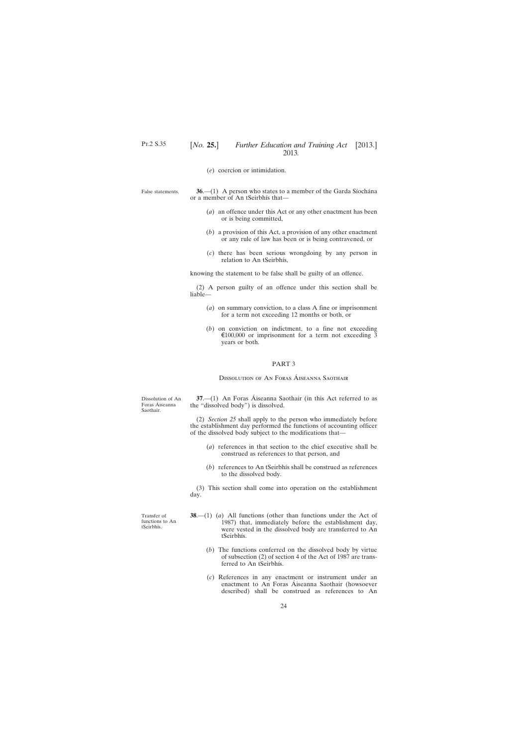(*e*) coercion or intimidation.

False statements.

**36**.—(1) A person who states to a member of the Garda Síochána or a member of An tSeirbhís that—

(*a*) an offence under this Act or any other enactment has been or is being committed,

(*b*) a provision of this Act, a provision of any other enactment or any rule of law has been or is being contravened, or

(*c*) there has been serious wrongdoing by any person in relation to An tSeirbhís,

knowing the statement to be false shall be guilty of an offence.

(2) A person guilty of an offence under this section shall be liable—

(*a*) on summary conviction, to a class A fine or imprisonment for a term not exceeding 12 months or both, or

(*b*) on conviction on indictment, to a fine not exceeding €100,000 or imprisonment for a term not exceeding 3 years or both.

## PART 3

### Dissolution of An Foras Áiseanna Saothair

Dissolution of An Foras Áiseanna Saothair.

**37**.—(1) An Foras Áiseanna Saothair (in this Act referred to as the "dissolved body") is dissolved.

(2) *Section 25* shall apply to the person who immediately before the establishment day performed the functions of accounting officer of the dissolved body subject to the modifications that—

(*a*) references in that section to the chief executive shall be construed as references to that person, and

(*b*) references to An tSeirbhís shall be construed as references to the dissolved body.

(3) This section shall come into operation on the establishment day.

Transfer of functions to An tSeirbhís.

**38**.—(1) (*a*) All functions (other than functions under the Act of 1987) that, immediately before the establishment day, were vested in the dissolved body are transferred to An tSeirbhís.

(*b*) The functions conferred on the dissolved body by virtue of subsection (2) of section 4 of the Act of 1987 are transferred to An tSeirbhís.

(*c*) References in any enactment or instrument under an enactment to An Foras Áiseanna Saothair (howsoever described) shall be construed as references to An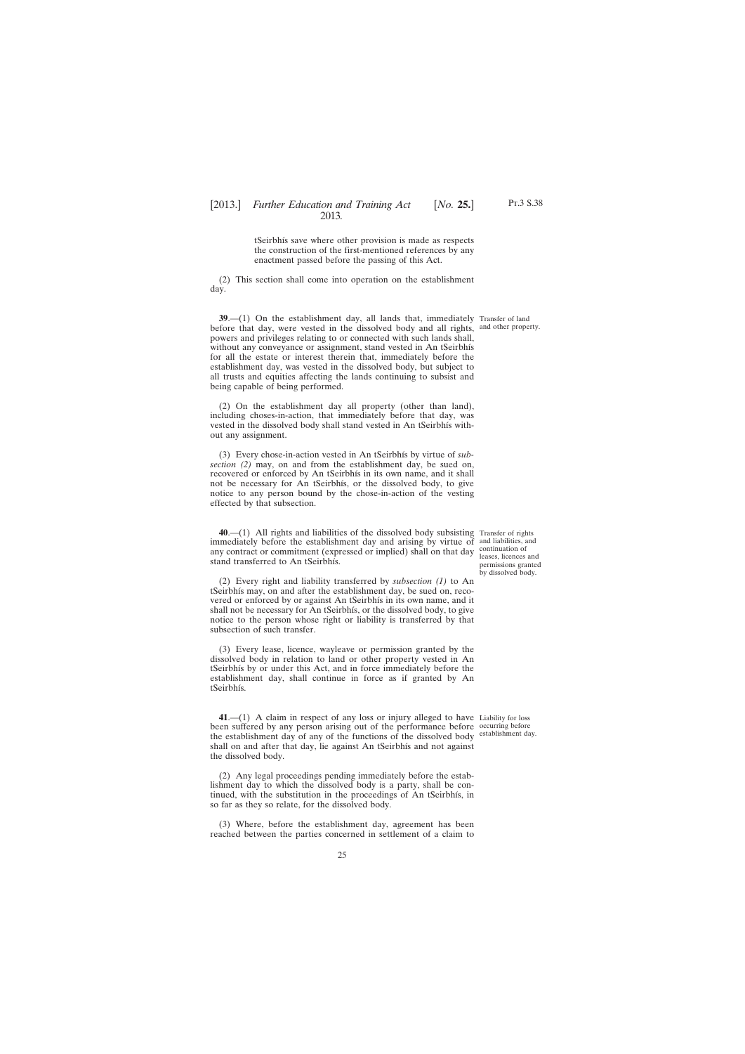tSeirbhís save where other provision is made as respects the construction of the first-mentioned references by any enactment passed before the passing of this Act.

(2) This section shall come into operation on the establishment day.

Transfer of land and other property.

**39**.—(1) On the establishment day, all lands that, immediately before that day, were vested in the dissolved body and all rights, powers and privileges relating to or connected with such lands shall, without any conveyance or assignment, stand vested in An tSeirbhís for all the estate or interest therein that, immediately before the establishment day, was vested in the dissolved body, but subject to all trusts and equities affecting the lands continuing to subsist and being capable of being performed.

(2) On the establishment day all property (other than land), including choses-in-action, that immediately before that day, was vested in the dissolved body shall stand vested in An tSeirbhís without any assignment.

(3) Every chose-in-action vested in An tSeirbhís by virtue of *subsection (2)* may, on and from the establishment day, be sued on, recovered or enforced by An tSeirbhís in its own name, and it shall not be necessary for An tSeirbhís, or the dissolved body, to give notice to any person bound by the chose-in-action of the vesting effected by that subsection.

Transfer of rights and liabilities, and continuation of leases, licences and permissions granted by dissolved body.

**40**.—(1) All rights and liabilities of the dissolved body subsisting immediately before the establishment day and arising by virtue of any contract or commitment (expressed or implied) shall on that day stand transferred to An tSeirbhís.

(2) Every right and liability transferred by *subsection (1)* to An tSeirbhís may, on and after the establishment day, be sued on, recovered or enforced by or against An tSeirbhís in its own name, and it shall not be necessary for An tSeirbhís, or the dissolved body, to give notice to the person whose right or liability is transferred by that subsection of such transfer.

(3) Every lease, licence, wayleave or permission granted by the dissolved body in relation to land or other property vested in An tSeirbhís by or under this Act, and in force immediately before the establishment day, shall continue in force as if granted by An tSeirbhís.

Liability for loss occurring before establishment day.

**41**.—(1) A claim in respect of any loss or injury alleged to have been suffered by any person arising out of the performance before the establishment day of any of the functions of the dissolved body shall on and after that day, lie against An tSeirbhís and not against the dissolved body.

(2) Any legal proceedings pending immediately before the establishment day to which the dissolved body is a party, shall be continued, with the substitution in the proceedings of An tSeirbhís, in so far as they so relate, for the dissolved body.

(3) Where, before the establishment day, agreement has been reached between the parties concerned in settlement of a claim to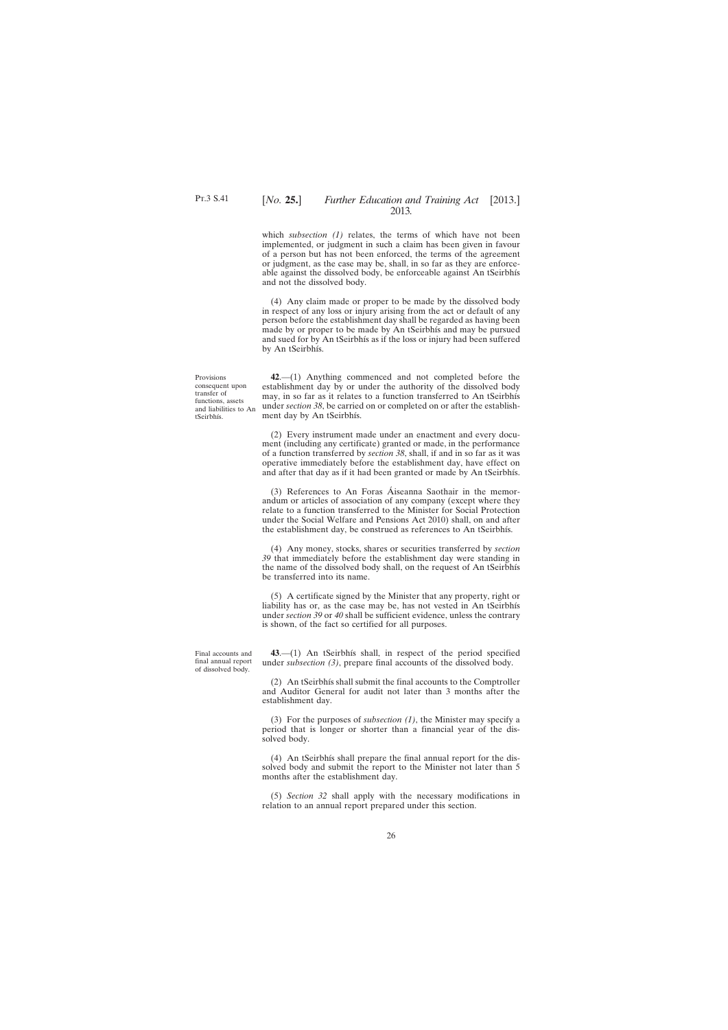which *subsection (1)* relates, the terms of which have not been implemented, or judgment in such a claim has been given in favour of a person but has not been enforced, the terms of the agreement or judgment, as the case may be, shall, in so far as they are enforceable against the dissolved body, be enforceable against An tSeirbhís and not the dissolved body.

(4) Any claim made or proper to be made by the dissolved body in respect of any loss or injury arising from the act or default of any person before the establishment day shall be regarded as having been made by or proper to be made by An tSeirbhís and may be pursued and sued for by An tSeirbhís as if the loss or injury had been suffered by An tSeirbhís.

Provisions consequent upon transfer of functions, assets and liabilities to An tSeirbhís.

**42**.—(1) Anything commenced and not completed before the establishment day by or under the authority of the dissolved body may, in so far as it relates to a function transferred to An tSeirbhís under *section 38*, be carried on or completed on or after the establishment day by An tSeirbhís.

(2) Every instrument made under an enactment and every document (including any certificate) granted or made, in the performance of a function transferred by *section 38*, shall, if and in so far as it was operative immediately before the establishment day, have effect on and after that day as if it had been granted or made by An tSeirbhís.

(3) References to An Foras Áiseanna Saothair in the memorandum or articles of association of any company (except where they relate to a function transferred to the Minister for Social Protection under the Social Welfare and Pensions Act 2010) shall, on and after the establishment day, be construed as references to An tSeirbhís.

(4) Any money, stocks, shares or securities transferred by *section 39* that immediately before the establishment day were standing in the name of the dissolved body shall, on the request of An tSeirbhís be transferred into its name.

(5) A certificate signed by the Minister that any property, right or liability has or, as the case may be, has not vested in An tSeirbhís under *section 39* or *40* shall be sufficient evidence, unless the contrary is shown, of the fact so certified for all purposes.

Final accounts and final annual report of dissolved body.

**43**.—(1) An tSeirbhís shall, in respect of the period specified under *subsection (3)*, prepare final accounts of the dissolved body.

(2) An tSeirbhís shall submit the final accounts to the Comptroller and Auditor General for audit not later than 3 months after the establishment day.

(3) For the purposes of *subsection (1)*, the Minister may specify a period that is longer or shorter than a financial year of the dissolved body.

(4) An tSeirbhís shall prepare the final annual report for the dissolved body and submit the report to the Minister not later than 5 months after the establishment day.

(5) *Section 32* shall apply with the necessary modifications in relation to an annual report prepared under this section.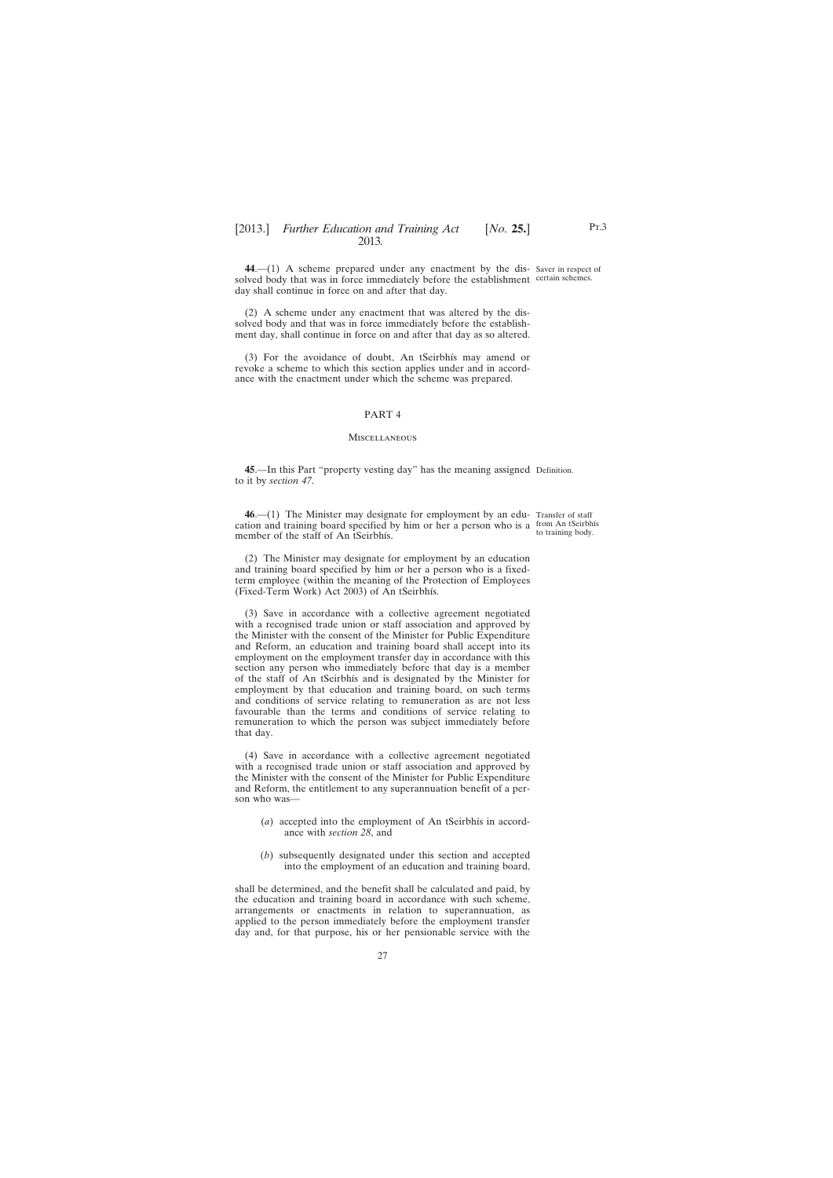**44**.—(1) A scheme prepared under any enactment by the dissolved body that was in force immediately before the establishment day shall continue in force on and after that day.

Saver in respect of certain schemes.

(2) A scheme under any enactment that was altered by the dissolved body and that was in force immediately before the establishment day, shall continue in force on and after that day as so altered.

(3) For the avoidance of doubt, An tSeirbhís may amend or revoke a scheme to which this section applies under and in accordance with the enactment under which the scheme was prepared.

## PART 4

### Miscellaneous

**45**.—In this Part "property vesting day" has the meaning assigned to it by *section 47*.

Definition.

**46**.—(1) The Minister may designate for employment by an education and training board specified by him or her a person who is a member of the staff of An tSeirbhís.

Transfer of staff from An tSeirbhís to training body.

(2) The Minister may designate for employment by an education and training board specified by him or her a person who is a fixed-term employee (within the meaning of the Protection of Employees (Fixed-Term Work) Act 2003) of An tSeirbhís.

(3) Save in accordance with a collective agreement negotiated with a recognised trade union or staff association and approved by the Minister with the consent of the Minister for Public Expenditure and Reform, an education and training board shall accept into its employment on the employment transfer day in accordance with this section any person who immediately before that day is a member of the staff of An tSeirbhís and is designated by the Minister for employment by that education and training board, on such terms and conditions of service relating to remuneration as are not less favourable than the terms and conditions of service relating to remuneration to which the person was subject immediately before that day.

(4) Save in accordance with a collective agreement negotiated with a recognised trade union or staff association and approved by the Minister with the consent of the Minister for Public Expenditure and Reform, the entitlement to any superannuation benefit of a person who was—

(*a*) accepted into the employment of An tSeirbhís in accordance with *section 28*, and

(*b*) subsequently designated under this section and accepted into the employment of an education and training board,

shall be determined, and the benefit shall be calculated and paid, by the education and training board in accordance with such scheme, arrangements or enactments in relation to superannuation, as applied to the person immediately before the employment transfer day and, for that purpose, his or her pensionable service with the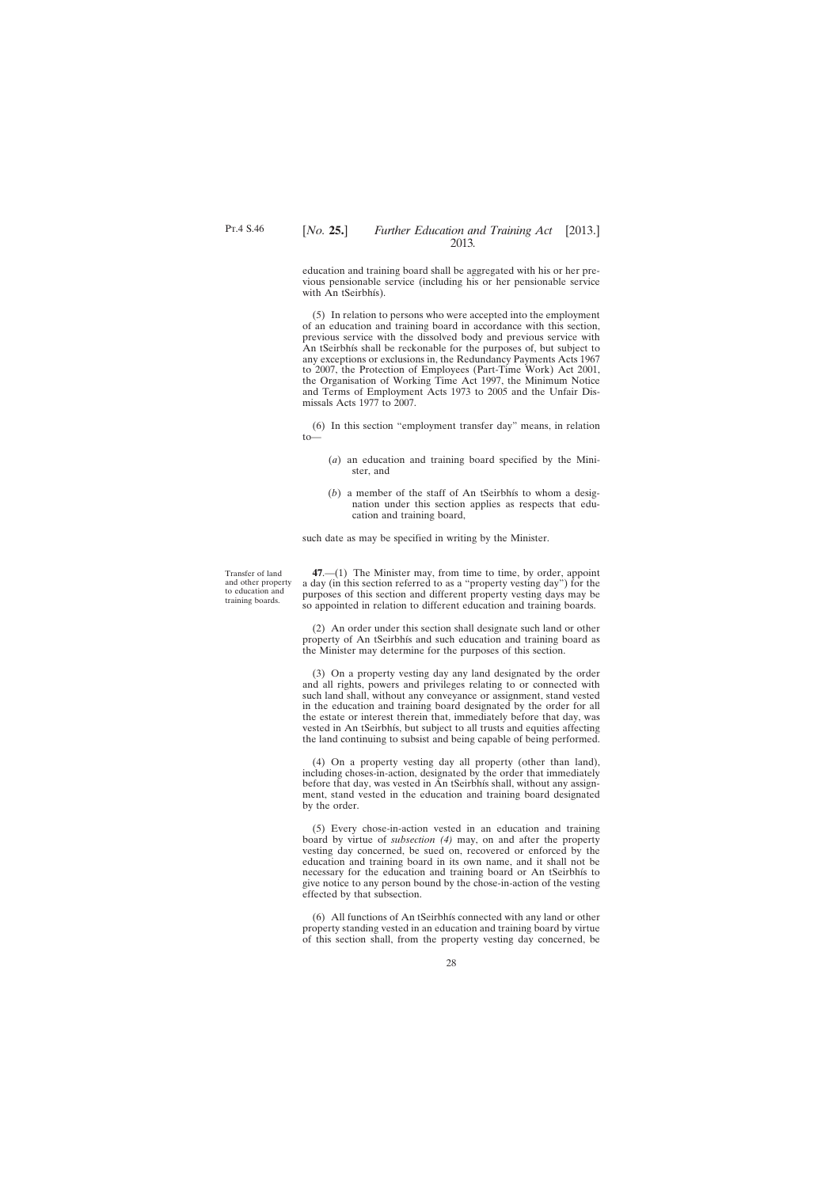education and training board shall be aggregated with his or her previous pensionable service (including his or her pensionable service with An tSeirbhís).

(5) In relation to persons who were accepted into the employment of an education and training board in accordance with this section, previous service with the dissolved body and previous service with An tSeirbhís shall be reckonable for the purposes of, but subject to any exceptions or exclusions in, the Redundancy Payments Acts 1967 to 2007, the Protection of Employees (Part-Time Work) Act 2001, the Organisation of Working Time Act 1997, the Minimum Notice and Terms of Employment Acts 1973 to 2005 and the Unfair Dismissals Acts 1977 to 2007.

(6) In this section "employment transfer day" means, in relation to—

(*a*) an education and training board specified by the Minister, and

(*b*) a member of the staff of An tSeirbhís to whom a designation under this section applies as respects that education and training board,

such date as may be specified in writing by the Minister.

*Transfer of land and other property to education and training boards.*

**47**.—(1) The Minister may, from time to time, by order, appoint a day (in this section referred to as a "property vesting day") for the purposes of this section and different property vesting days may be so appointed in relation to different education and training boards.

(2) An order under this section shall designate such land or other property of An tSeirbhís and such education and training board as the Minister may determine for the purposes of this section.

(3) On a property vesting day any land designated by the order and all rights, powers and privileges relating to or connected with such land shall, without any conveyance or assignment, stand vested in the education and training board designated by the order for all the estate or interest therein that, immediately before that day, was vested in An tSeirbhís, but subject to all trusts and equities affecting the land continuing to subsist and being capable of being performed.

(4) On a property vesting day all property (other than land), including choses-in-action, designated by the order that immediately before that day, was vested in An tSeirbhís shall, without any assignment, stand vested in the education and training board designated by the order.

(5) Every chose-in-action vested in an education and training board by virtue of *subsection (4)* may, on and after the property vesting day concerned, be sued on, recovered or enforced by the education and training board in its own name, and it shall not be necessary for the education and training board or An tSeirbhís to give notice to any person bound by the chose-in-action of the vesting effected by that subsection.

(6) All functions of An tSeirbhís connected with any land or other property standing vested in an education and training board by virtue of this section shall, from the property vesting day concerned, be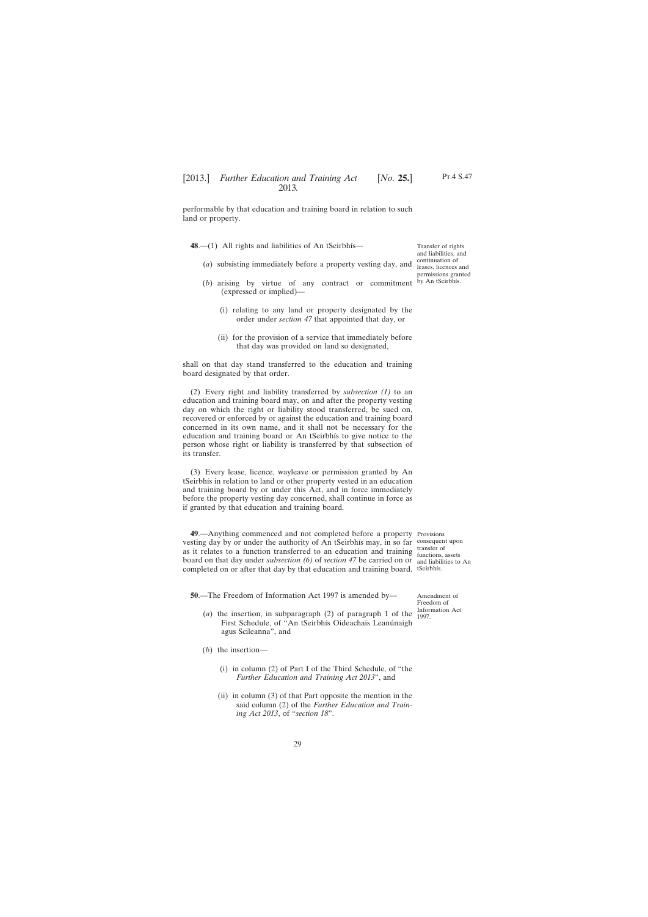performable by that education and training board in relation to such land or property.

Transfer of rights and liabilities, and continuation of leases, licences and permissions granted by An tSeirbhís.

**48**.—(1) All rights and liabilities of An tSeirbhís—

(*a*) subsisting immediately before a property vesting day, and

(*b*) arising by virtue of any contract or commitment (expressed or implied)—

(i) relating to any land or property designated by the order under *section 47* that appointed that day, or

(ii) for the provision of a service that immediately before that day was provided on land so designated,

shall on that day stand transferred to the education and training board designated by that order.

(2) Every right and liability transferred by *subsection (1)* to an education and training board may, on and after the property vesting day on which the right or liability stood transferred, be sued on, recovered or enforced by or against the education and training board concerned in its own name, and it shall not be necessary for the education and training board or An tSeirbhís to give notice to the person whose right or liability is transferred by that subsection of its transfer.

(3) Every lease, licence, wayleave or permission granted by An tSeirbhís in relation to land or other property vested in an education and training board by or under this Act, and in force immediately before the property vesting day concerned, shall continue in force as if granted by that education and training board.

Provisions consequent upon transfer of functions, assets and liabilities to An tSeirbhís.

**49**.—Anything commenced and not completed before a property vesting day by or under the authority of An tSeirbhís may, in so far as it relates to a function transferred to an education and training board on that day under *subsection (6)* of *section 47* be carried on or completed on or after that day by that education and training board.

Amendment of Freedom of Information Act 1997.

**50**.—The Freedom of Information Act 1997 is amended by—

(*a*) the insertion, in subparagraph (2) of paragraph 1 of the First Schedule, of "An tSeirbhís Oideachais Leanúnaigh agus Scileanna", and

(*b*) the insertion—

(i) in column (2) of Part I of the Third Schedule, of "the *Further Education and Training Act 2013*", and

(ii) in column (3) of that Part opposite the mention in the said column (2) of the *Further Education and Training Act 2013*, of "*section 18*".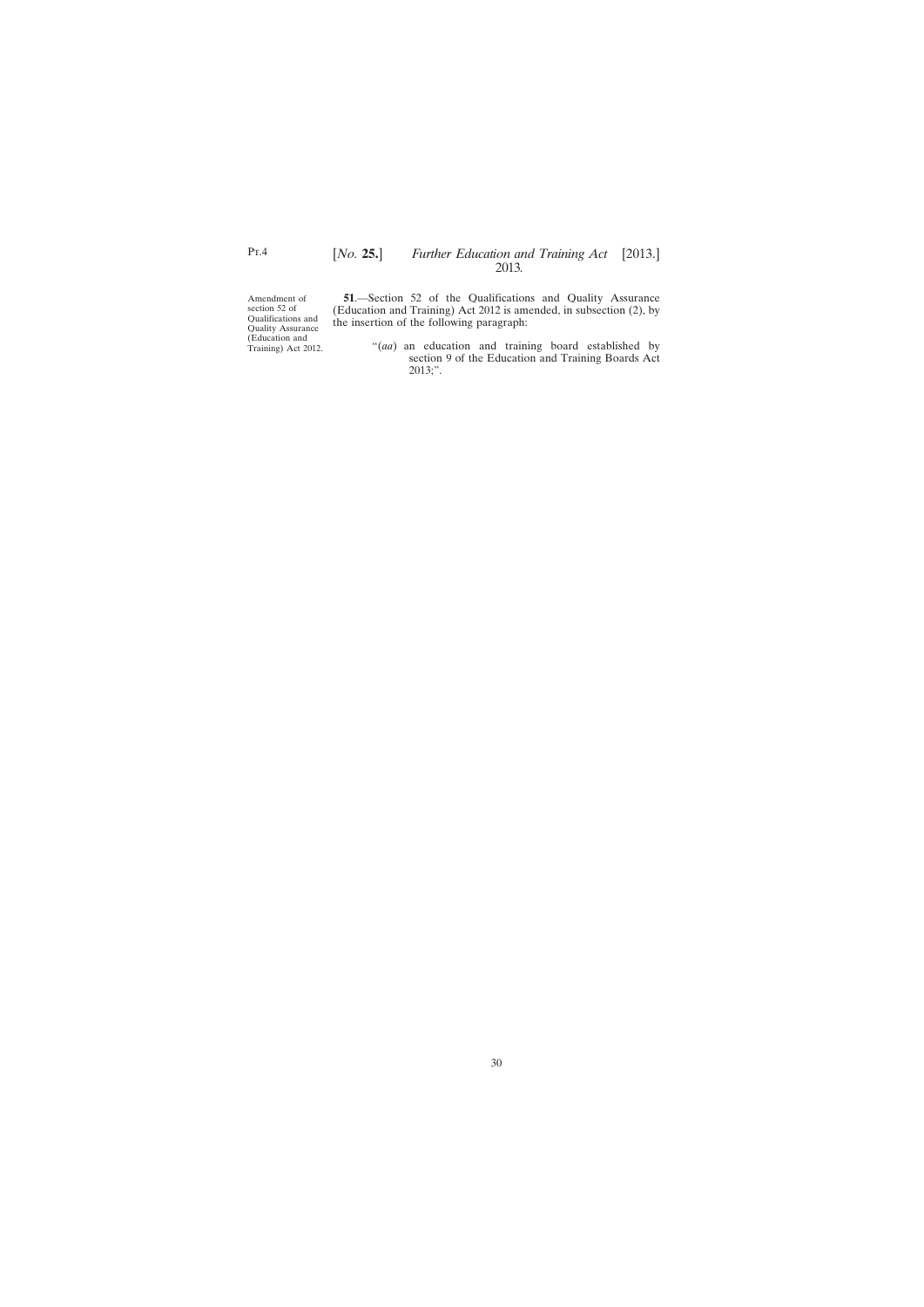Amendment of section 52 of Qualifications and Quality Assurance (Education and Training) Act 2012.

**51**.—Section 52 of the Qualifications and Quality Assurance (Education and Training) Act 2012 is amended, in subsection (2), by the insertion of the following paragraph:

> "(*aa*) an education and training board established by section 9 of the Education and Training Boards Act 2013;".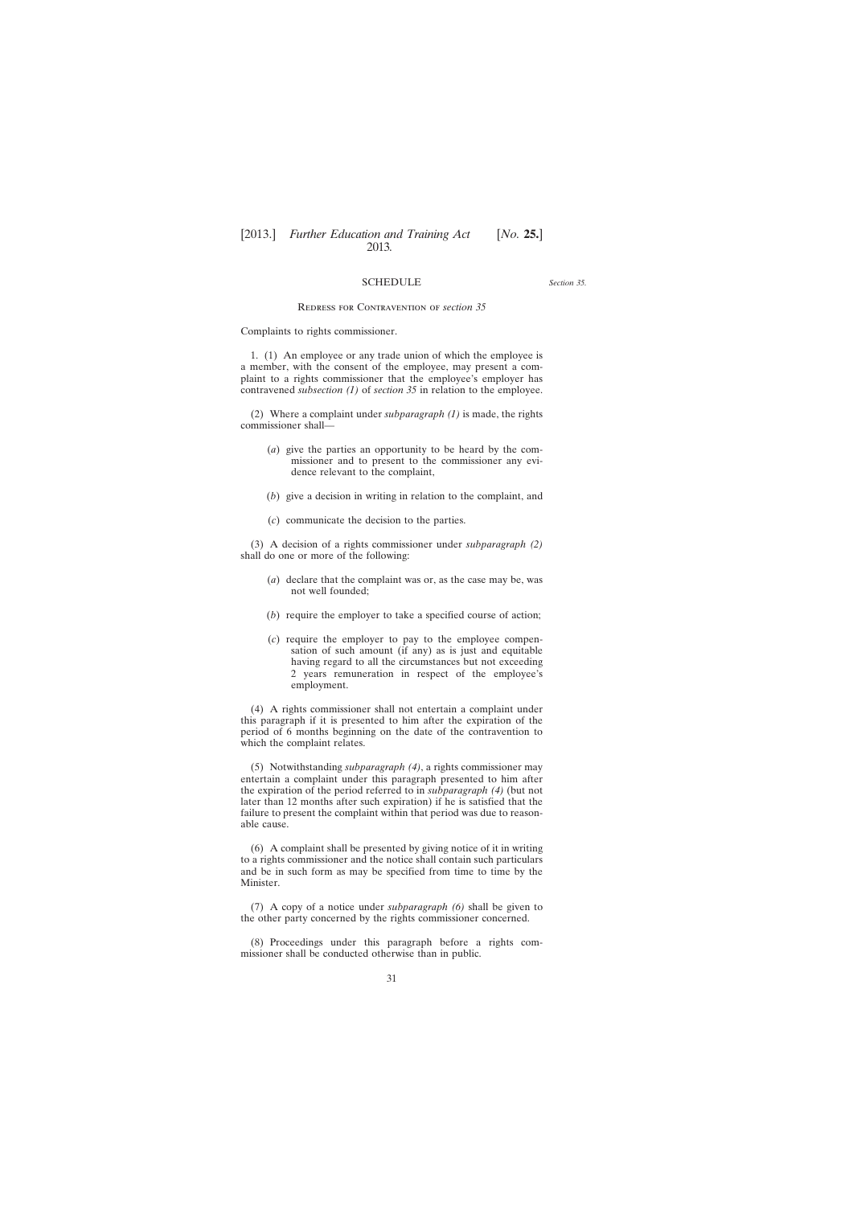## SCHEDULE

*Section 35.*

### Redress for Contravention of *section 35*

Complaints to rights commissioner.

1. (1) An employee or any trade union of which the employee is a member, with the consent of the employee, may present a complaint to a rights commissioner that the employee's employer has contravened *subsection (1)* of *section 35* in relation to the employee.

(2) Where a complaint under *subparagraph (1)* is made, the rights commissioner shall—

(*a*) give the parties an opportunity to be heard by the commissioner and to present to the commissioner any evidence relevant to the complaint,

(*b*) give a decision in writing in relation to the complaint, and

(*c*) communicate the decision to the parties.

(3) A decision of a rights commissioner under *subparagraph (2)* shall do one or more of the following:

(*a*) declare that the complaint was or, as the case may be, was not well founded;

(*b*) require the employer to take a specified course of action;

(*c*) require the employer to pay to the employee compensation of such amount (if any) as is just and equitable having regard to all the circumstances but not exceeding 2 years remuneration in respect of the employee's employment.

(4) A rights commissioner shall not entertain a complaint under this paragraph if it is presented to him after the expiration of the period of 6 months beginning on the date of the contravention to which the complaint relates.

(5) Notwithstanding *subparagraph (4)*, a rights commissioner may entertain a complaint under this paragraph presented to him after the expiration of the period referred to in *subparagraph (4)* (but not later than 12 months after such expiration) if he is satisfied that the failure to present the complaint within that period was due to reasonable cause.

(6) A complaint shall be presented by giving notice of it in writing to a rights commissioner and the notice shall contain such particulars and be in such form as may be specified from time to time by the Minister.

(7) A copy of a notice under *subparagraph (6)* shall be given to the other party concerned by the rights commissioner concerned.

(8) Proceedings under this paragraph before a rights commissioner shall be conducted otherwise than in public.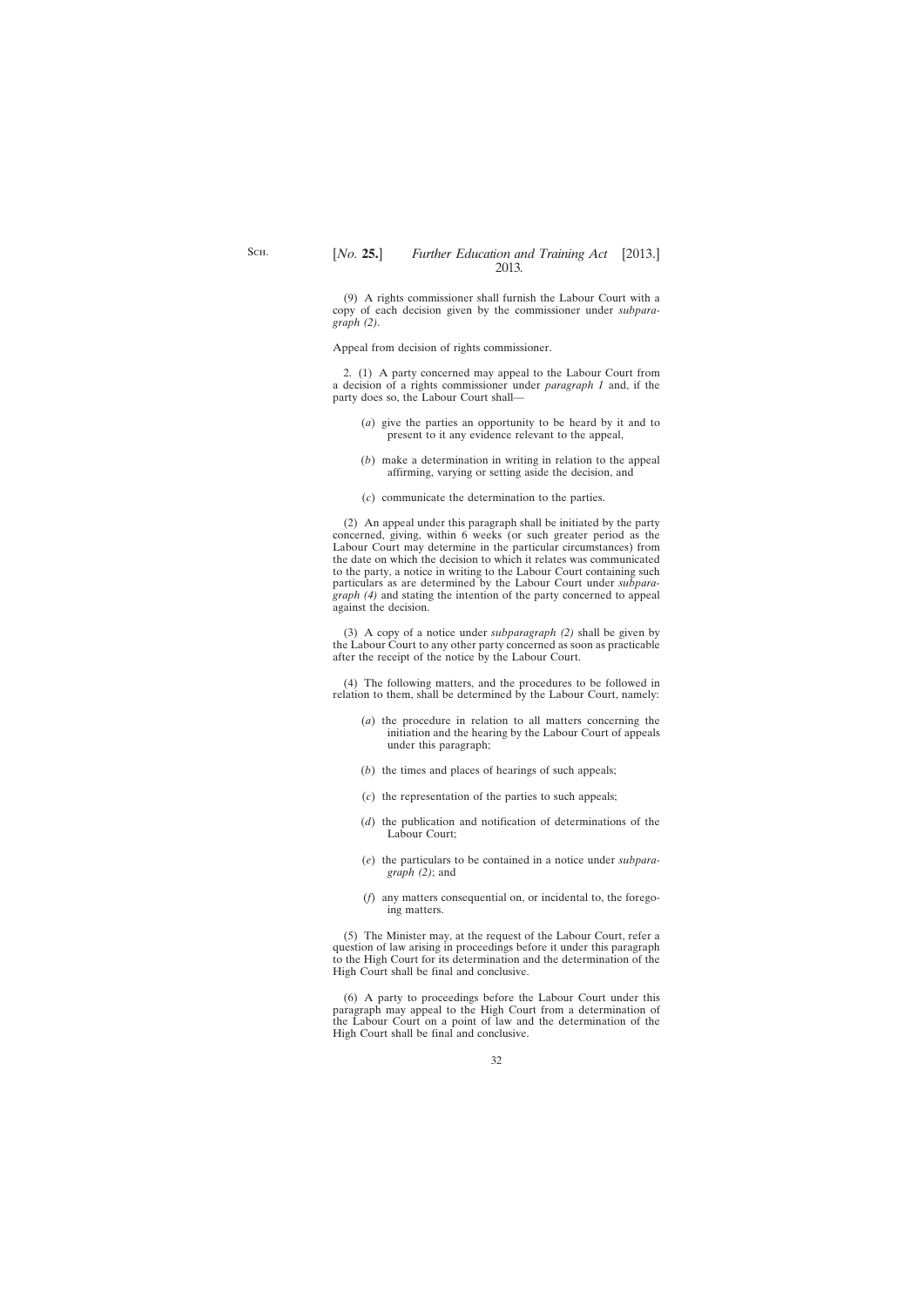(9) A rights commissioner shall furnish the Labour Court with a copy of each decision given by the commissioner under *subparagraph (2)*.

Appeal from decision of rights commissioner.

2. (1) A party concerned may appeal to the Labour Court from a decision of a rights commissioner under *paragraph 1* and, if the party does so, the Labour Court shall—

(*a*) give the parties an opportunity to be heard by it and to present to it any evidence relevant to the appeal,

(*b*) make a determination in writing in relation to the appeal affirming, varying or setting aside the decision, and

(*c*) communicate the determination to the parties.

(2) An appeal under this paragraph shall be initiated by the party concerned, giving, within 6 weeks (or such greater period as the Labour Court may determine in the particular circumstances) from the date on which the decision to which it relates was communicated to the party, a notice in writing to the Labour Court containing such particulars as are determined by the Labour Court under *subparagraph (4)* and stating the intention of the party concerned to appeal against the decision.

(3) A copy of a notice under *subparagraph (2)* shall be given by the Labour Court to any other party concerned as soon as practicable after the receipt of the notice by the Labour Court.

(4) The following matters, and the procedures to be followed in relation to them, shall be determined by the Labour Court, namely:

(*a*) the procedure in relation to all matters concerning the initiation and the hearing by the Labour Court of appeals under this paragraph;

(*b*) the times and places of hearings of such appeals;

(*c*) the representation of the parties to such appeals;

(*d*) the publication and notification of determinations of the Labour Court;

(*e*) the particulars to be contained in a notice under *subparagraph (2)*; and

(*f*) any matters consequential on, or incidental to, the foregoing matters.

(5) The Minister may, at the request of the Labour Court, refer a question of law arising in proceedings before it under this paragraph to the High Court for its determination and the determination of the High Court shall be final and conclusive.

(6) A party to proceedings before the Labour Court under this paragraph may appeal to the High Court from a determination of the Labour Court on a point of law and the determination of the High Court shall be final and conclusive.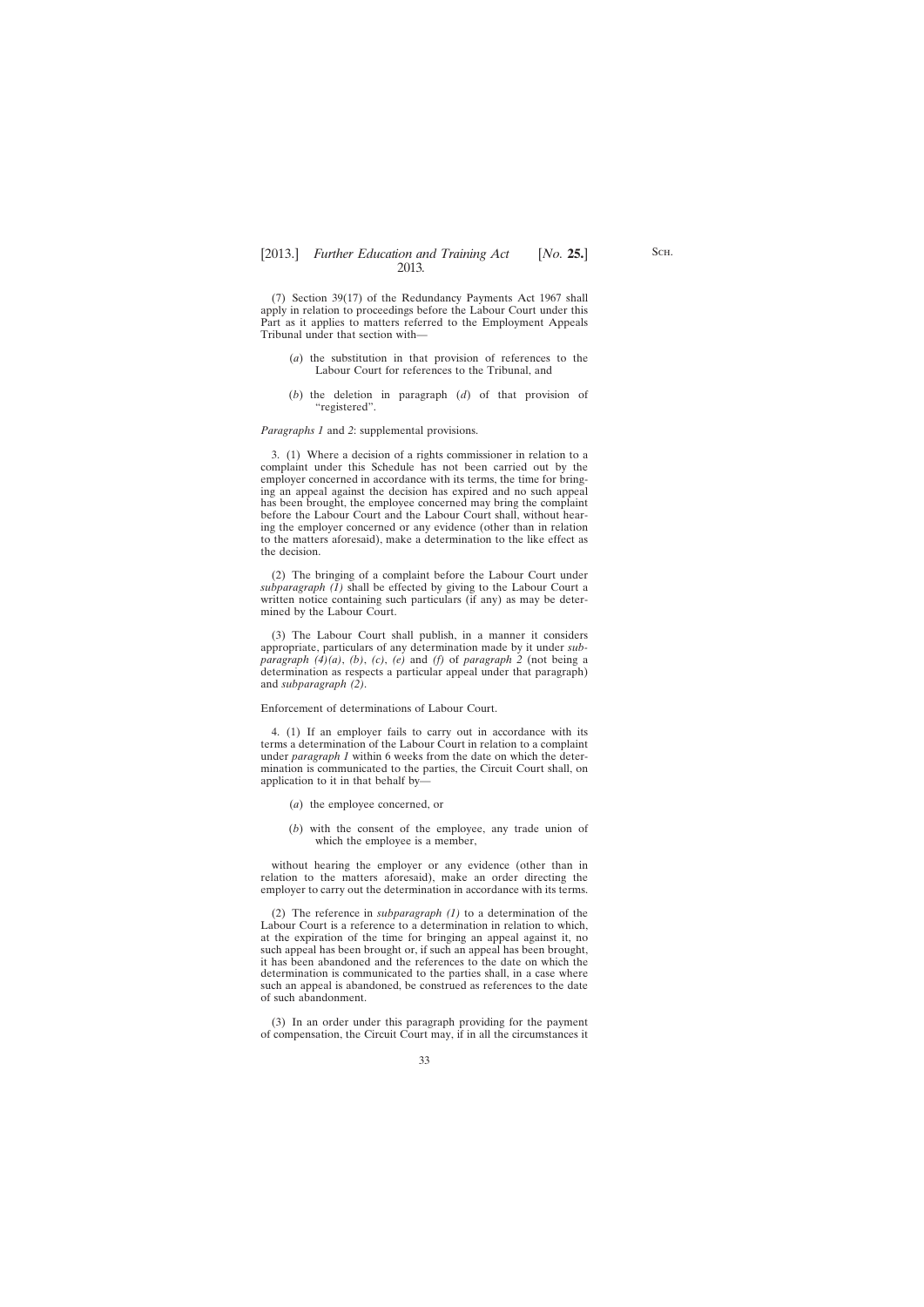(7) Section 39(17) of the Redundancy Payments Act 1967 shall apply in relation to proceedings before the Labour Court under this Part as it applies to matters referred to the Employment Appeals Tribunal under that section with—

(*a*) the substitution in that provision of references to the Labour Court for references to the Tribunal, and

(*b*) the deletion in paragraph (*d*) of that provision of "registered".

*Paragraphs 1* and *2*: supplemental provisions.

3. (1) Where a decision of a rights commissioner in relation to a complaint under this Schedule has not been carried out by the employer concerned in accordance with its terms, the time for bringing an appeal against the decision has expired and no such appeal has been brought, the employee concerned may bring the complaint before the Labour Court and the Labour Court shall, without hearing the employer concerned or any evidence (other than in relation to the matters aforesaid), make a determination to the like effect as the decision.

(2) The bringing of a complaint before the Labour Court under *subparagraph (1)* shall be effected by giving to the Labour Court a written notice containing such particulars (if any) as may be determined by the Labour Court.

(3) The Labour Court shall publish, in a manner it considers appropriate, particulars of any determination made by it under *subparagraph (4)(a)*, *(b)*, *(c)*, *(e)* and *(f)* of *paragraph 2* (not being a determination as respects a particular appeal under that paragraph) and *subparagraph (2)*.

Enforcement of determinations of Labour Court.

4. (1) If an employer fails to carry out in accordance with its terms a determination of the Labour Court in relation to a complaint under *paragraph 1* within 6 weeks from the date on which the determination is communicated to the parties, the Circuit Court shall, on application to it in that behalf by—

(*a*) the employee concerned, or

(*b*) with the consent of the employee, any trade union of which the employee is a member,

without hearing the employer or any evidence (other than in relation to the matters aforesaid), make an order directing the employer to carry out the determination in accordance with its terms.

(2) The reference in *subparagraph (1)* to a determination of the Labour Court is a reference to a determination in relation to which, at the expiration of the time for bringing an appeal against it, no such appeal has been brought or, if such an appeal has been brought, it has been abandoned and the references to the date on which the determination is communicated to the parties shall, in a case where such an appeal is abandoned, be construed as references to the date of such abandonment.

(3) In an order under this paragraph providing for the payment of compensation, the Circuit Court may, if in all the circumstances it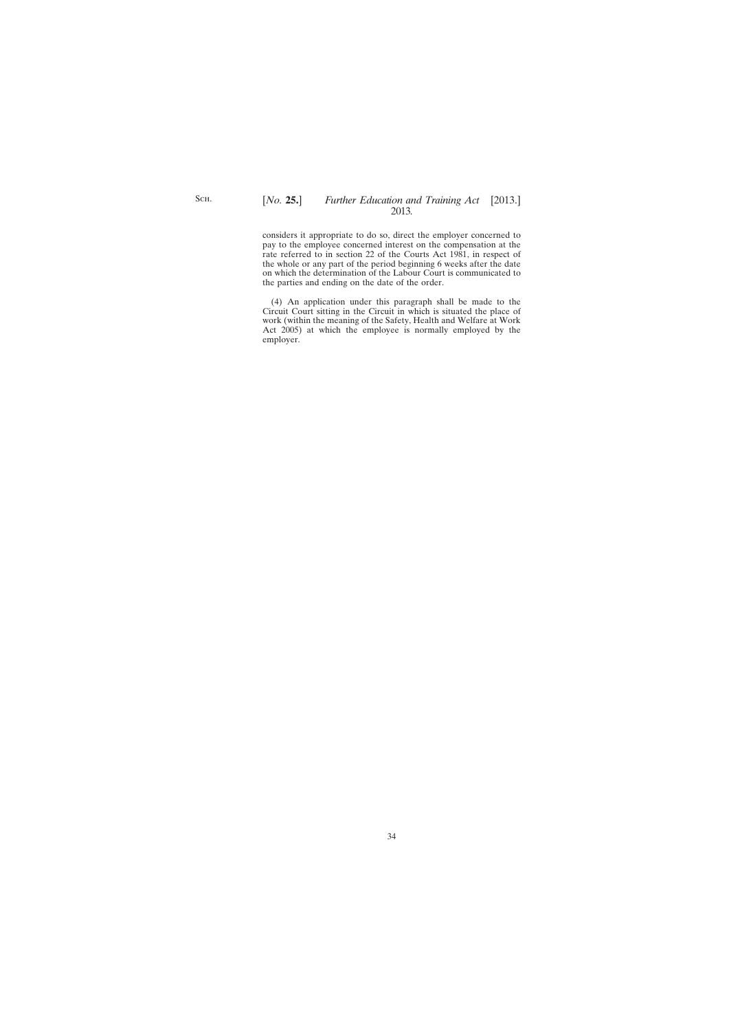considers it appropriate to do so, direct the employer concerned to pay to the employee concerned interest on the compensation at the rate referred to in section 22 of the Courts Act 1981, in respect of the whole or any part of the period beginning 6 weeks after the date on which the determination of the Labour Court is communicated to the parties and ending on the date of the order.

(4) An application under this paragraph shall be made to the Circuit Court sitting in the Circuit in which is situated the place of work (within the meaning of the Safety, Health and Welfare at Work Act 2005) at which the employee is normally employed by the employer.